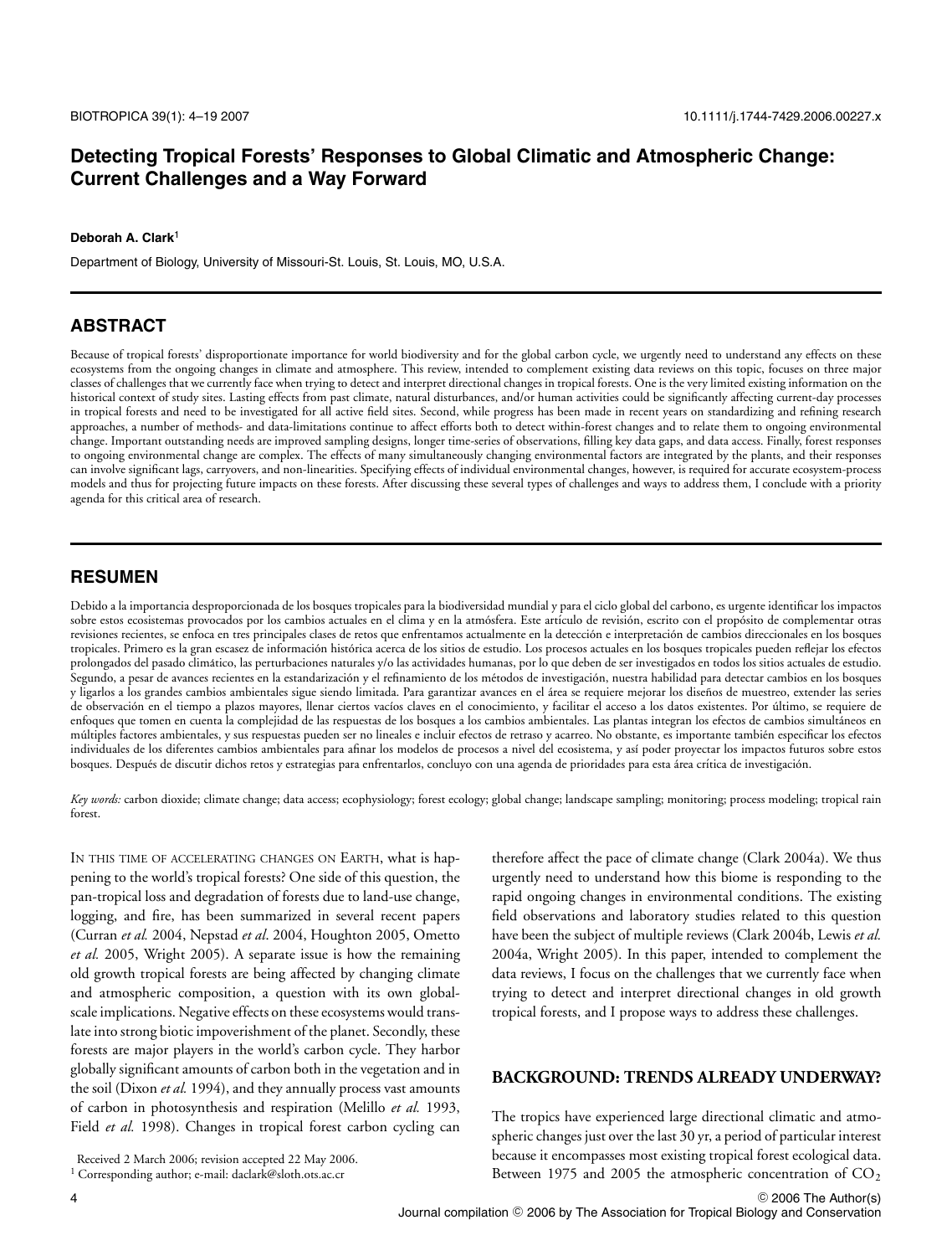# Detecting Tropical Forests' Responses to Global Climatic and Atmospheric Change: Current Challenges and a Way Forward

**Deborah A. Clark**[1]

Department of Biology, University of Missouri-St. Louis, St. Louis, MO, U.S.A.

## ABSTRACT

Because of tropical forests' disproportionate importance for world biodiversity and for the global carbon cycle, we urgently need to understand any effects on these ecosystems from the ongoing changes in climate and atmosphere. This review, intended to complement existing data reviews on this topic, focuses on three major classes of challenges that we currently face when trying to detect and interpret directional changes in tropical forests. One is the very limited existing information on the historical context of study sites. Lasting effects from past climate, natural disturbances, and/or human activities could be significantly affecting current-day processes in tropical forests and need to be investigated for all active field sites. Second, while progress has been made in recent years on standardizing and refining research approaches, a number of methods- and data-limitations continue to affect efforts both to detect within-forest changes and to relate them to ongoing environmental change. Important outstanding needs are improved sampling designs, longer time-series of observations, filling key data gaps, and data access. Finally, forest responses to ongoing environmental change are complex. The effects of many simultaneously changing environmental factors are integrated by the plants, and their responses can involve significant lags, carryovers, and non-linearities. Specifying effects of individual environmental changes, however, is required for accurate ecosystem-process models and thus for projecting future impacts on these forests. After discussing these several types of challenges and ways to address them, I conclude with a priority agenda for this critical area of research.

## RESUMEN

Debido a la importancia desproporcionada de los bosques tropicales para la biodiversidad mundial y para el ciclo global del carbono, es urgente identificar los impactos sobre estos ecosistemas provocados por los cambios actuales en el clima y en la atmósfera. Este artículo de revisión, escrito con el propósito de complementar otras revisiones recientes, se enfoca en tres principales clases de retos que enfrentamos actualmente en la detección y interpretación de cambios direccionales en los bosques tropicales. Primero es la gran escasez de información histórica acerca de los sitios de estudio. Los procesos actuales en los bosques tropicales pueden reflejar los efectos prolongados del pasado climático, las perturbaciones naturales y/o las actividades humanas, por lo que deben de ser investigados en todos los sitios actuales de estudio. Segundo, a pesar de avances recientes en la estandarización y el refinamiento de los métodos de investigación, nuestra habilidad para detectar cambios en los bosques y ligarlos a los grandes cambios ambientales sigue siendo limitada. Para garantizar avances en el área se requiere mejorar los diseños de muestreo, extender las series de observación en el tiempo a plazos mayores, llenar ciertos vacíos claves en el conocimiento, y facilitar el acceso a los datos existentes. Por último, se requiere de enfoques que tomen en cuenta la complejidad de las respuestas de los bosques a los cambios ambientales. Las plantas integran los efectos de cambios simultáneos en múltiples factores ambientales, y sus respuestas pueden ser no lineales e incluir efectos de retraso y acarreo. No obstante, es importante también especificar los efectos individuales de los diferentes cambios ambientales para afinar los modelos de procesos a nivel del ecosistema, y así poder proyectar los impactos futuros sobre estos bosques. Después de discutir dichos retos y estrategias para enfrentarlos, concluyo con una agenda de prioridades para esta área crítica de investigación.

*Key words:* carbon dioxide; climate change; data access; ecophysiology; forest ecology; global change; landscape sampling; monitoring; process modeling; tropical rain forest.

IN THIS TIME OF ACCELERATING CHANGES ON EARTH, what is happening to the world's tropical forests? One side of this question, the pan-tropical loss and degradation of forests due to land-use change, logging, and fire, has been summarized in several recent papers (Curran *et al.* 2004, Nepstad *et al*. 2004, Houghton 2005, Ometto *et al.* 2005, Wright 2005). A separate issue is how the remaining old growth tropical forests are being affected by changing climate and atmospheric composition, a question with its own global-scale implications. Negative effects on these ecosystems would translate into strong biotic impoverishment of the planet. Secondly, these forests are major players in the world's carbon cycle. They harbor globally significant amounts of carbon both in the vegetation and in the soil (Dixon *et al.* 1994), and they annually process vast amounts of carbon in photosynthesis and respiration (Melillo *et al.* 1993, Field *et al.* 1998). Changes in tropical forest carbon cycling can therefore affect the pace of climate change (Clark 2004a). We thus urgently need to understand how this biome is responding to the rapid ongoing changes in environmental conditions. The existing field observations and laboratory studies related to this question have been the subject of multiple reviews (Clark 2004b, Lewis *et al.* 2004a, Wright 2005). In this paper, intended to complement the data reviews, I focus on the challenges that we currently face when trying to detect and interpret directional changes in old growth tropical forests, and I propose ways to address these challenges.

## BACKGROUND: TRENDS ALREADY UNDERWAY?

The tropics have experienced large directional climatic and atmospheric changes just over the last 30 yr, a period of particular interest because it encompasses most existing tropical forest ecological data. Between 1975 and 2005 the atmospheric concentration of $CO_2$

Received 2 March 2006; revision accepted 22 May 2006.

[1] Corresponding author; e-mail: daclark@sloth.ots.ac.cr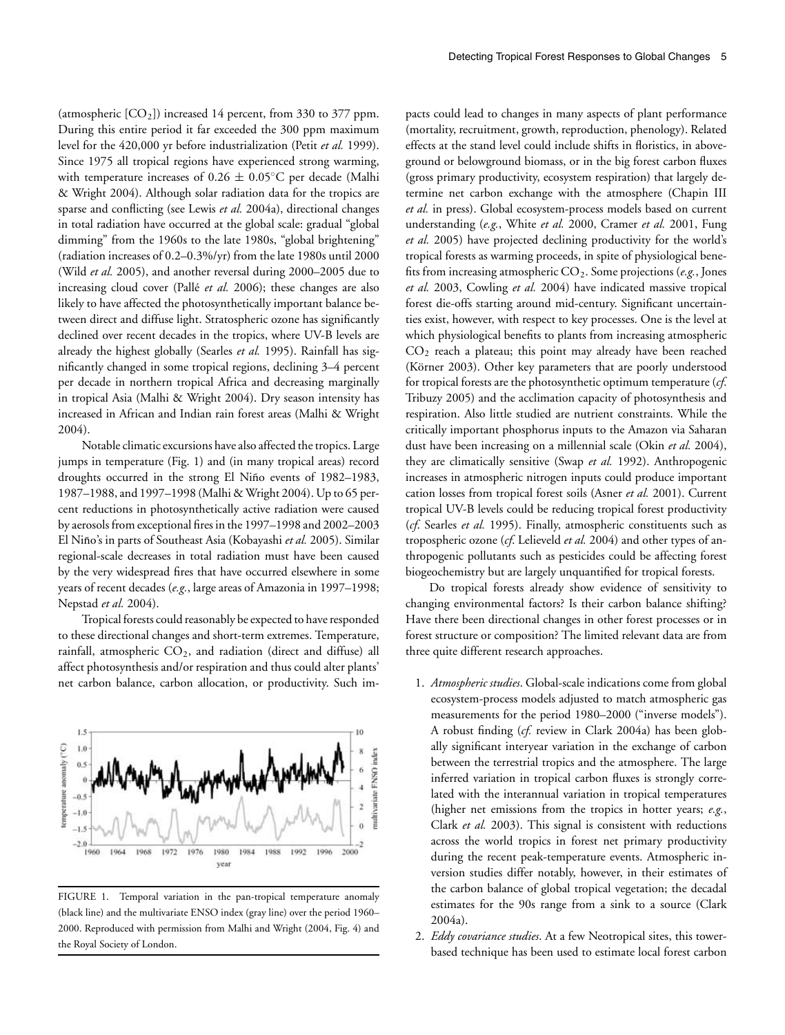(atmospheric [$CO_2$]) increased 14 percent, from 330 to 377 ppm. During this entire period it far exceeded the 300 ppm maximum level for the 420,000 yr before industrialization (Petit *et al.* 1999). Since 1975 all tropical regions have experienced strong warming, with temperature increases of $0.26 \pm 0.05°C$ per decade (Malhi & Wright 2004). Although solar radiation data for the tropics are sparse and conflicting (see Lewis *et al.* 2004a), directional changes in total radiation have occurred at the global scale: gradual "global dimming" from the 1960s to the late 1980s, "global brightening" (radiation increases of 0.2–0.3%/yr) from the late 1980s until 2000 (Wild *et al.* 2005), and another reversal during 2000–2005 due to increasing cloud cover (Pallé *et al.* 2006); these changes are also likely to have affected the photosynthetically important balance between direct and diffuse light. Stratospheric ozone has significantly declined over recent decades in the tropics, where UV-B levels are already the highest globally (Searles *et al.* 1995). Rainfall has significantly changed in some tropical regions, declining 3–4 percent per decade in northern tropical Africa and decreasing marginally in tropical Asia (Malhi & Wright 2004). Dry season intensity has increased in African and Indian rain forest areas (Malhi & Wright 2004).

Notable climatic excursions have also affected the tropics. Large jumps in temperature (Fig. 1) and (in many tropical areas) record droughts occurred in the strong El Niño events of 1982–1983, 1987–1988, and 1997–1998 (Malhi & Wright 2004). Up to 65 percent reductions in photosynthetically active radiation were caused by aerosols from exceptional fires in the 1997–1998 and 2002–2003 El Niño's in parts of Southeast Asia (Kobayashi *et al.* 2005). Similar regional-scale decreases in total radiation must have been caused by the very widespread fires that have occurred elsewhere in some years of recent decades (*e.g.*, large areas of Amazonia in 1997–1998; Nepstad *et al.* 2004).

Tropical forests could reasonably be expected to have responded to these directional changes and short-term extremes. Temperature, rainfall, atmospheric $CO_2$, and radiation (direct and diffuse) all affect photosynthesis and/or respiration and thus could alter plants' net carbon balance, carbon allocation, or productivity. Such impacts could lead to changes in many aspects of plant performance (mortality, recruitment, growth, reproduction, phenology). Related effects at the stand level could include shifts in floristics, in aboveground or belowground biomass, or in the big forest carbon fluxes (gross primary productivity, ecosystem respiration) that largely determine net carbon exchange with the atmosphere (Chapin III *et al.* in press). Global ecosystem-process models based on current understanding (*e.g.*, White *et al.* 2000, Cramer *et al.* 2001, Fung *et al.* 2005) have projected declining productivity for the world's tropical forests as warming proceeds, in spite of physiological benefits from increasing atmospheric $CO_2$. Some projections (*e.g.*, Jones *et al.* 2003, Cowling *et al.* 2004) have indicated massive tropical forest die-offs starting around mid-century. Significant uncertainties exist, however, with respect to key processes. One is the level at which physiological benefits to plants from increasing atmospheric $CO_2$ reach a plateau; this point may already have been reached (Körner 2003). Other key parameters that are poorly understood for tropical forests are the photosynthetic optimum temperature (*cf.* Tribuzy 2005) and the acclimation capacity of photosynthesis and respiration. Also little studied are nutrient constraints. While the critically important phosphorus inputs to the Amazon via Saharan dust have been increasing on a millennial scale (Okin *et al.* 2004), they are climatically sensitive (Swap *et al.* 1992). Anthropogenic increases in atmospheric nitrogen inputs could produce important cation losses from tropical forest soils (Asner *et al.* 2001). Current tropical UV-B levels could be reducing tropical forest productivity (*cf.* Searles *et al.* 1995). Finally, atmospheric constituents such as tropospheric ozone (*cf.* Lelieveld *et al.* 2004) and other types of anthropogenic pollutants such as pesticides could be affecting forest biogeochemistry but are largely unquantified for tropical forests.

FIGURE 1. Temporal variation in the pan-tropical temperature anomaly (black line) and the multivariate ENSO index (gray line) over the period 1960–2000. Reproduced with permission from Malhi and Wright (2004, Fig. 4) and the Royal Society of London.

Do tropical forests already show evidence of sensitivity to changing environmental factors? Is their carbon balance shifting? Have there been directional changes in other forest processes or in forest structure or composition? The limited relevant data are from three quite different research approaches.

1. *Atmospheric studies*. Global-scale indications come from global ecosystem-process models adjusted to match atmospheric gas measurements for the period 1980–2000 ("inverse models"). A robust finding (*cf.* review in Clark 2004a) has been globally significant interyear variation in the exchange of carbon between the terrestrial tropics and the atmosphere. The large inferred variation in tropical carbon fluxes is strongly correlated with the interannual variation in tropical temperatures (higher net emissions from the tropics in hotter years; *e.g.*, Clark *et al.* 2003). This signal is consistent with reductions across the world tropics in forest net primary productivity during the recent peak-temperature events. Atmospheric inversion studies differ notably, however, in their estimates of the carbon balance of global tropical vegetation; the decadal estimates for the 90s range from a sink to a source (Clark 2004a).
2. *Eddy covariance studies*. At a few Neotropical sites, this tower-based technique has been used to estimate local forest carbon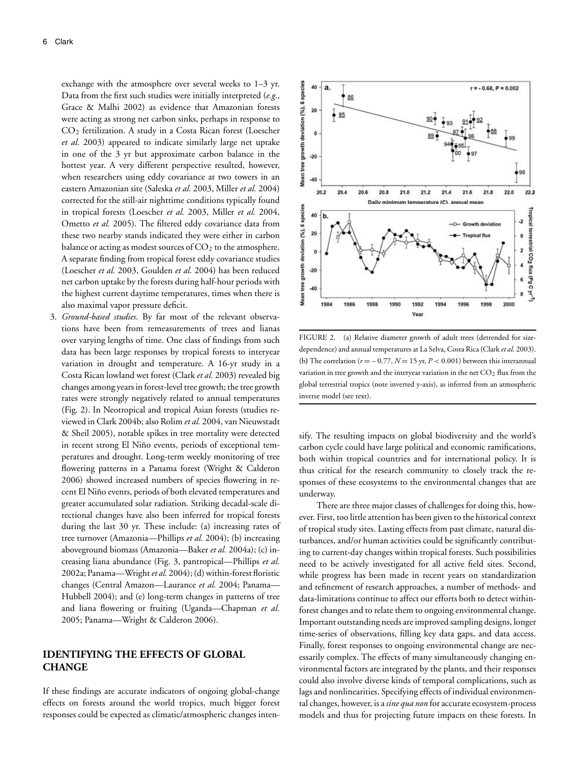exchange with the atmosphere over several weeks to 1–3 yr. Data from the first such studies were initially interpreted (*e.g.*, Grace & Malhi 2002) as evidence that Amazonian forests were acting as strong net carbon sinks, perhaps in response to $CO_2$ fertilization. A study in a Costa Rican forest (Loescher *et al.* 2003) appeared to indicate similarly large net uptake in one of the 3 yr but approximate carbon balance in the hottest year. A very different perspective resulted, however, when researchers using eddy covariance at two towers in an eastern Amazonian site (Saleska *et al.* 2003, Miller *et al.* 2004) corrected for the still-air nighttime conditions typically found in tropical forests (Loescher *et al.* 2003, Miller *et al.* 2004, Ometto *et al.* 2005). The filtered eddy covariance data from these two nearby stands indicated they were either in carbon balance or acting as modest sources of $CO_2$ to the atmosphere. A separate finding from tropical forest eddy covariance studies (Loescher *et al.* 2003, Goulden *et al.* 2004) has been reduced net carbon uptake by the forests during half-hour periods with the highest current daytime temperatures, times when there is also maximal vapor pressure deficit.

3. *Ground-based studies*. By far most of the relevant observations have been from remeasurements of trees and lianas over varying lengths of time. One class of findings from such data has been large responses by tropical forests to interyear variation in drought and temperature. A 16-yr study in a Costa Rican lowland wet forest (Clark *et al.* 2003) revealed big changes among years in forest-level tree growth; the tree growth rates were strongly negatively related to annual temperatures (Fig. 2). In Neotropical and tropical Asian forests (studies reviewed in Clark 2004b; also Rolim *et al.* 2004, van Nieuwstadt & Sheil 2005), notable spikes in tree mortality were detected in recent strong El Niño events, periods of exceptional temperatures and drought. Long-term weekly monitoring of tree flowering patterns in a Panama forest (Wright & Calderon 2006) showed increased numbers of species flowering in recent El Niño events, periods of both elevated temperatures and greater accumulated solar radiation. Striking decadal-scale directional changes have also been inferred for tropical forests during the last 30 yr. These include: (a) increasing rates of tree turnover (Amazonia—Phillips *et al.* 2004); (b) increasing aboveground biomass (Amazonia—Baker *et al.* 2004a); (c) increasing liana abundance (Fig. 3, pantropical—Phillips *et al.* 2002a; Panama—Wright *et al.* 2004); (d) within-forest floristic changes (Central Amazon—Laurance *et al.* 2004; Panama—Hubbell 2004); and (e) long-term changes in patterns of tree and liana flowering or fruiting (Uganda—Chapman *et al.* 2005; Panama—Wright & Calderon 2006).

FIGURE 2. (a) Relative diameter growth of adult trees (detrended for size-dependence) and annual temperatures at La Selva, Costa Rica (Clark *et al.* 2003). (b) The correlation ($r = -0.77$, $N = 15$ yr, $P < 0.001$) between this interannual variation in tree growth and the interyear variation in the net $CO_2$ flux from the global terrestrial tropics (note inverted y-axis), as inferred from an atmospheric inverse model (see text).

## IDENTIFYING THE EFFECTS OF GLOBAL CHANGE

If these findings are accurate indicators of ongoing global-change effects on forests around the world tropics, much bigger forest responses could be expected as climatic/atmospheric changes intensify. The resulting impacts on global biodiversity and the world's carbon cycle could have large political and economic ramifications, both within tropical countries and for international policy. It is thus critical for the research community to closely track the responses of these ecosystems to the environmental changes that are underway.

There are three major classes of challenges for doing this, however. First, too little attention has been given to the historical context of tropical study sites. Lasting effects from past climate, natural disturbances, and/or human activities could be significantly contributing to current-day changes within tropical forests. Such possibilities need to be actively investigated for all active field sites. Second, while progress has been made in recent years on standardization and refinement of research approaches, a number of methods- and data-limitations continue to affect our efforts both to detect within-forest changes and to relate them to ongoing environmental change. Important outstanding needs are improved sampling designs, longer time-series of observations, filling key data gaps, and data access. Finally, forest responses to ongoing environmental change are necessarily complex. The effects of many simultaneously changing environmental factors are integrated by the plants, and their responses could also involve diverse kinds of temporal complications, such as lags and nonlinearities. Specifying effects of individual environmental changes, however, is a *sine qua non* for accurate ecosystem-process models and thus for projecting future impacts on these forests. In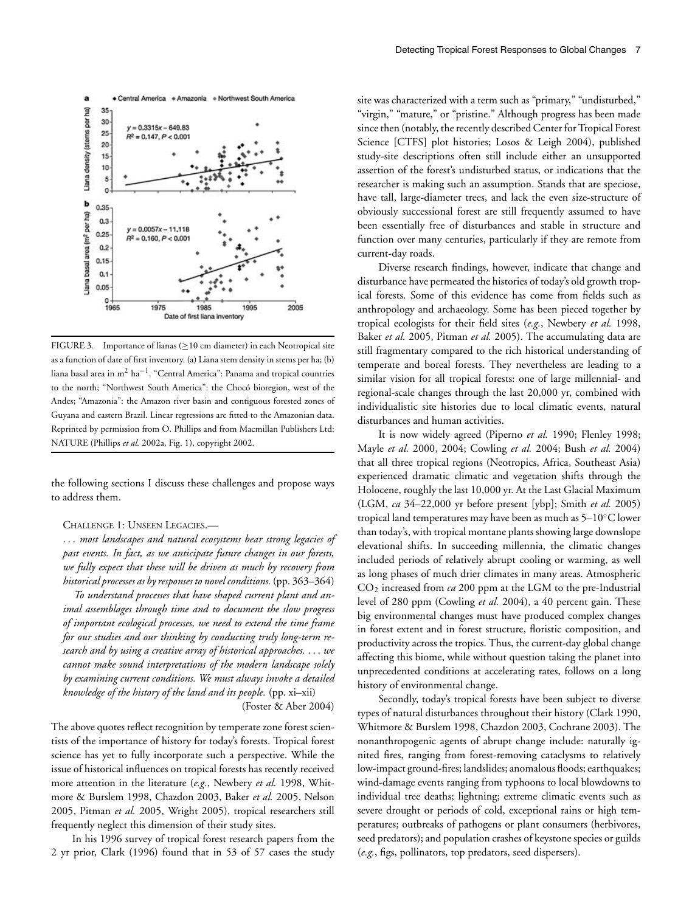FIGURE 3. Importance of lianas (≥10 cm diameter) in each Neotropical site as a function of date of first inventory. (a) Liana stem density in stems per ha; (b) liana basal area in $m^2$ $ha^{-1}$. "Central America": Panama and tropical countries to the north; "Northwest South America": the Chocó bioregion, west of the Andes; "Amazonia": the Amazon river basin and contiguous forested zones of Guyana and eastern Brazil. Linear regressions are fitted to the Amazonian data. Reprinted by permission from O. Phillips and from Macmillan Publishers Ltd: NATURE (Phillips *et al.* 2002a, Fig. 1), copyright 2002.

the following sections I discuss these challenges and propose ways to address them.

CHALLENGE 1: UNSEEN LEGACIES.—

*. . . most landscapes and natural ecosystems bear strong legacies of past events. In fact, as we anticipate future changes in our forests, we fully expect that these will be driven as much by recovery from historical processes as by responses to novel conditions.* (pp. 363–364)

*To understand processes that have shaped current plant and animal assemblages through time and to document the slow progress of important ecological processes, we need to extend the time frame for our studies and our thinking by conducting truly long-term research and by using a creative array of historical approaches. . . . we cannot make sound interpretations of the modern landscape solely by examining current conditions. We must always invoke a detailed knowledge of the history of the land and its people.* (pp. xi–xii)

(Foster & Aber 2004)

The above quotes reflect recognition by temperate zone forest scientists of the importance of history for today's forests. Tropical forest science has yet to fully incorporate such a perspective. While the issue of historical influences on tropical forests has recently received more attention in the literature (*e.g.*, Newbery *et al.* 1998, Whitmore & Burslem 1998, Chazdon 2003, Baker *et al.* 2005, Nelson 2005, Pitman *et al.* 2005, Wright 2005), tropical researchers still frequently neglect this dimension of their study sites.

In his 1996 survey of tropical forest research papers from the 2 yr prior, Clark (1996) found that in 53 of 57 cases the study site was characterized with a term such as "primary," "undisturbed," "virgin," "mature," or "pristine." Although progress has been made since then (notably, the recently described Center for Tropical Forest Science [CTFS] plot histories; Losos & Leigh 2004), published study-site descriptions often still include either an unsupported assertion of the forest's undisturbed status, or indications that the researcher is making such an assumption. Stands that are speciose, have tall, large-diameter trees, and lack the even size-structure of obviously successional forest are still frequently assumed to have been essentially free of disturbances and stable in structure and function over many centuries, particularly if they are remote from current-day roads.

Diverse research findings, however, indicate that change and disturbance have permeated the histories of today's old growth tropical forests. Some of this evidence has come from fields such as anthropology and archaeology. Some has been pieced together by tropical ecologists for their field sites (*e.g.*, Newbery *et al.* 1998, Baker *et al.* 2005, Pitman *et al.* 2005). The accumulating data are still fragmentary compared to the rich historical understanding of temperate and boreal forests. They nevertheless are leading to a similar vision for all tropical forests: one of large millennial- and regional-scale changes through the last 20,000 yr, combined with individualistic site histories due to local climatic events, natural disturbances and human activities.

It is now widely agreed (Piperno *et al.* 1990; Flenley 1998; Mayle *et al.* 2000, 2004; Cowling *et al.* 2004; Bush *et al.* 2004) that all three tropical regions (Neotropics, Africa, Southeast Asia) experienced dramatic climatic and vegetation shifts through the Holocene, roughly the last 10,000 yr. At the Last Glacial Maximum (LGM, *ca* 34–22,000 yr before present [ybp]; Smith *et al.* 2005) tropical land temperatures may have been as much as 5–10°C lower than today's, with tropical montane plants showing large downslope elevational shifts. In succeeding millennia, the climatic changes included periods of relatively abrupt cooling or warming, as well as long phases of much drier climates in many areas. Atmospheric $CO_2$ increased from *ca* 200 ppm at the LGM to the pre-Industrial level of 280 ppm (Cowling *et al.* 2004), a 40 percent gain. These big environmental changes must have produced complex changes in forest extent and in forest structure, floristic composition, and productivity across the tropics. Thus, the current-day global change affecting this biome, while without question taking the planet into unprecedented conditions at accelerating rates, follows on a long history of environmental change.

Secondly, today's tropical forests have been subject to diverse types of natural disturbances throughout their history (Clark 1990, Whitmore & Burslem 1998, Chazdon 2003, Cochrane 2003). The nonanthropogenic agents of abrupt change include: naturally ignited fires, ranging from forest-removing cataclysms to relatively low-impact ground-fires; landslides; anomalous floods; earthquakes; wind-damage events ranging from typhoons to local blowdowns to individual tree deaths; lightning; extreme climatic events such as severe drought or periods of cold, exceptional rains or high temperatures; outbreaks of pathogens or plant consumers (herbivores, seed predators); and population crashes of keystone species or guilds (*e.g.*, figs, pollinators, top predators, seed dispersers).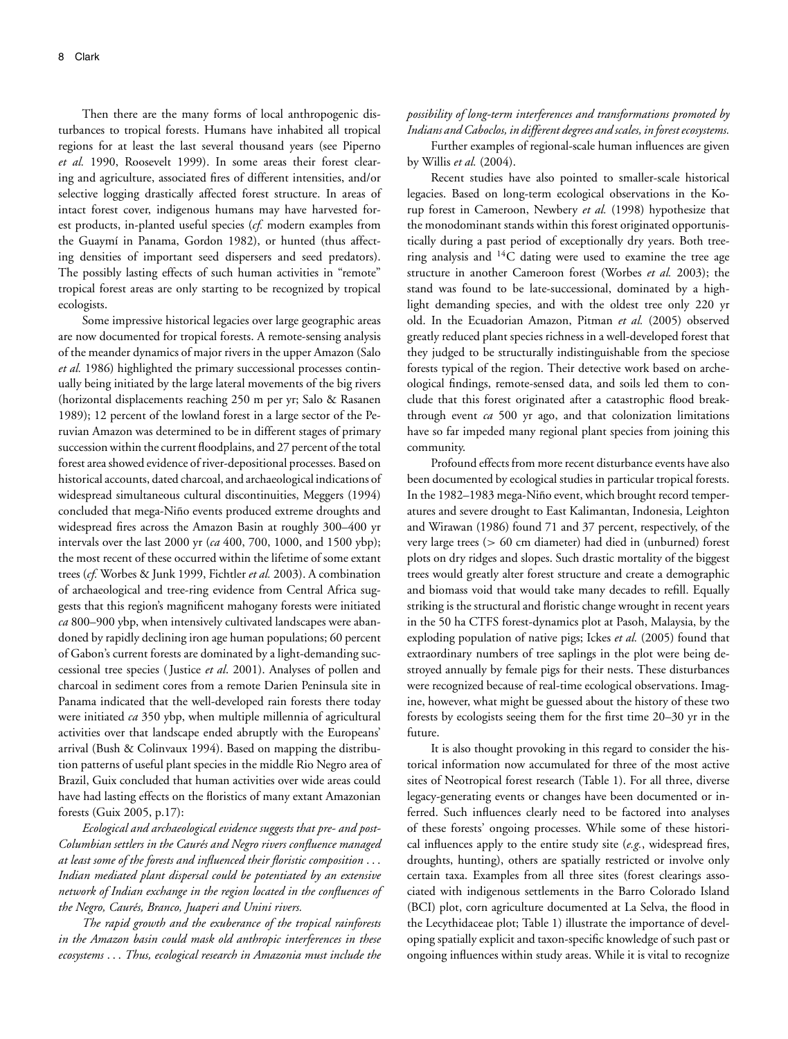Then there are the many forms of local anthropogenic disturbances to tropical forests. Humans have inhabited all tropical regions for at least the last several thousand years (see Piperno *et al.* 1990, Roosevelt 1999). In some areas their forest clearing and agriculture, associated fires of different intensities, and/or selective logging drastically affected forest structure. In areas of intact forest cover, indigenous humans may have harvested forest products, in-planted useful species (*cf.* modern examples from the Guaymí in Panama, Gordon 1982), or hunted (thus affecting densities of important seed dispersers and seed predators). The possibly lasting effects of such human activities in "remote" tropical forest areas are only starting to be recognized by tropical ecologists.

Some impressive historical legacies over large geographic areas are now documented for tropical forests. A remote-sensing analysis of the meander dynamics of major rivers in the upper Amazon (Salo *et al.* 1986) highlighted the primary successional processes continually being initiated by the large lateral movements of the big rivers (horizontal displacements reaching 250 m per yr; Salo & Rasanen 1989); 12 percent of the lowland forest in a large sector of the Peruvian Amazon was determined to be in different stages of primary succession within the current floodplains, and 27 percent of the total forest area showed evidence of river-depositional processes. Based on historical accounts, dated charcoal, and archaeological indications of widespread simultaneous cultural discontinuities, Meggers (1994) concluded that mega-Niño events produced extreme droughts and widespread fires across the Amazon Basin at roughly 300–400 yr intervals over the last 2000 yr (*ca* 400, 700, 1000, and 1500 ybp); the most recent of these occurred within the lifetime of some extant trees (*cf.* Worbes & Junk 1999, Fichtler *et al.* 2003). A combination of archaeological and tree-ring evidence from Central Africa suggests that this region's magnificent mahogany forests were initiated *ca* 800–900 ybp, when intensively cultivated landscapes were abandoned by rapidly declining iron age human populations; 60 percent of Gabon's current forests are dominated by a light-demanding successional tree species (Justice *et al*. 2001). Analyses of pollen and charcoal in sediment cores from a remote Darien Peninsula site in Panama indicated that the well-developed rain forests there today were initiated *ca* 350 ybp, when multiple millennia of agricultural activities over that landscape ended abruptly with the Europeans' arrival (Bush & Colinvaux 1994). Based on mapping the distribution patterns of useful plant species in the middle Rio Negro area of Brazil, Guix concluded that human activities over wide areas could have had lasting effects on the floristics of many extant Amazonian forests (Guix 2005, p.17):

*Ecological and archaeological evidence suggests that pre- and post-Columbian settlers in the Caurés and Negro rivers confluence managed at least some of the forests and influenced their floristic composition . . . Indian mediated plant dispersal could be potentiated by an extensive network of Indian exchange in the region located in the confluences of the Negro, Caurés, Branco, Juaperi and Unini rivers.*

*The rapid growth and the exuberance of the tropical rainforests in the Amazon basin could mask old anthropic interferences in these ecosystems . . . Thus, ecological research in Amazonia must include the possibility of long-term interferences and transformations promoted by Indians and Caboclos, in different degrees and scales, in forest ecosystems.*

Further examples of regional-scale human influences are given by Willis *et al.* (2004).

Recent studies have also pointed to smaller-scale historical legacies. Based on long-term ecological observations in the Korup forest in Cameroon, Newbery *et al.* (1998) hypothesize that the monodominant stands within this forest originated opportunistically during a past period of exceptionally dry years. Both tree-ring analysis and $^{14}C$ dating were used to examine the tree age structure in another Cameroon forest (Worbes *et al.* 2003); the stand was found to be late-successional, dominated by a high-light demanding species, and with the oldest tree only 220 yr old. In the Ecuadorian Amazon, Pitman *et al.* (2005) observed greatly reduced plant species richness in a well-developed forest that they judged to be structurally indistinguishable from the speciose forests typical of the region. Their detective work based on archeological findings, remote-sensed data, and soils led them to conclude that this forest originated after a catastrophic flood breakthrough event *ca* 500 yr ago, and that colonization limitations have so far impeded many regional plant species from joining this community.

Profound effects from more recent disturbance events have also been documented by ecological studies in particular tropical forests. In the 1982–1983 mega-Niño event, which brought record temperatures and severe drought to East Kalimantan, Indonesia, Leighton and Wirawan (1986) found 71 and 37 percent, respectively, of the very large trees (> 60 cm diameter) had died in (unburned) forest plots on dry ridges and slopes. Such drastic mortality of the biggest trees would greatly alter forest structure and create a demographic and biomass void that would take many decades to refill. Equally striking is the structural and floristic change wrought in recent years in the 50 ha CTFS forest-dynamics plot at Pasoh, Malaysia, by the exploding population of native pigs; Ickes *et al.* (2005) found that extraordinary numbers of tree saplings in the plot were being destroyed annually by female pigs for their nests. These disturbances were recognized because of real-time ecological observations. Imagine, however, what might be guessed about the history of these two forests by ecologists seeing them for the first time 20–30 yr in the future.

It is also thought provoking in this regard to consider the historical information now accumulated for three of the most active sites of Neotropical forest research (Table 1). For all three, diverse legacy-generating events or changes have been documented or inferred. Such influences clearly need to be factored into analyses of these forests' ongoing processes. While some of these historical influences apply to the entire study site (*e.g.*, widespread fires, droughts, hunting), others are spatially restricted or involve only certain taxa. Examples from all three sites (forest clearings associated with indigenous settlements in the Barro Colorado Island (BCI) plot, corn agriculture documented at La Selva, the flood in the Lecythidaceae plot; Table 1) illustrate the importance of developing spatially explicit and taxon-specific knowledge of such past or ongoing influences within study areas. While it is vital to recognize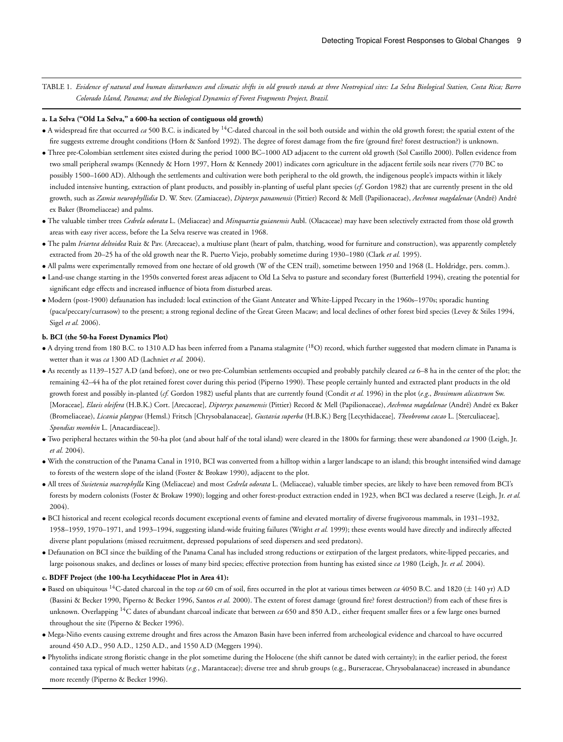TABLE 1. *Evidence of natural and human disturbances and climatic shifts in old growth stands at three Neotropical sites: La Selva Biological Station, Costa Rica; Barro Colorado Island, Panama; and the Biological Dynamics of Forest Fragments Project, Brazil.*

**a. La Selva ("Old La Selva," a 600-ha section of contiguous old growth)**

- A widespread fire that occurred *ca* 500 B.C. is indicated by $^{14}C$-dated charcoal in the soil both outside and within the old growth forest; the spatial extent of the fire suggests extreme drought conditions (Horn & Sanford 1992). The degree of forest damage from the fire (ground fire? forest destruction?) is unknown.
- Three pre-Colombian settlement sites existed during the period 1000 BC–1000 AD adjacent to the current old growth (Sol Castillo 2000). Pollen evidence from two small peripheral swamps (Kennedy & Horn 1997, Horn & Kennedy 2001) indicates corn agriculture in the adjacent fertile soils near rivers (770 BC to possibly 1500–1600 AD). Although the settlements and cultivation were both peripheral to the old growth, the indigenous people's impacts within it likely included intensive hunting, extraction of plant products, and possibly in-planting of useful plant species (*cf.* Gordon 1982) that are currently present in the old growth, such as *Zamia neurophyllidia* D. W. Stev. (Zamiaceae), *Dipteryx panamensis* (Pittier) Record & Mell (Papilionaceae), *Aechmea magdalenae* (André) André ex Baker (Bromeliaceae) and palms.
- The valuable timber trees *Cedrela odorata* L. (Meliaceae) and *Minquartia guianensis* Aubl. (Olacaceae) may have been selectively extracted from those old growth areas with easy river access, before the La Selva reserve was created in 1968.
- The palm *Iriartea deltoidea* Ruiz & Pav. (Arecaceae), a multiuse plant (heart of palm, thatching, wood for furniture and construction), was apparently completely extracted from 20–25 ha of the old growth near the R. Puerto Viejo, probably sometime during 1930–1980 (Clark *et al.* 1995).
- All palms were experimentally removed from one hectare of old growth (W of the CEN trail), sometime between 1950 and 1968 (L. Holdridge, pers. comm.).
- Land-use change starting in the 1950s converted forest areas adjacent to Old La Selva to pasture and secondary forest (Butterfield 1994), creating the potential for significant edge effects and increased influence of biota from disturbed areas.
- Modern (post-1900) defaunation has included: local extinction of the Giant Anteater and White-Lipped Peccary in the 1960s–1970s; sporadic hunting (paca/peccary/currasow) to the present; a strong regional decline of the Great Green Macaw; and local declines of other forest bird species (Levey & Stiles 1994, Sigel *et al.* 2006).

**b. BCI (the 50-ha Forest Dynamics Plot)**

- A drying trend from 180 B.C. to 1310 A.D has been inferred from a Panama stalagmite ($^{18}O$) record, which further suggested that modern climate in Panama is wetter than it was *ca* 1300 AD (Lachniet *et al.* 2004).
- As recently as 1139–1527 A.D (and before), one or two pre-Columbian settlements occupied and probably patchily cleared *ca* 6–8 ha in the center of the plot; the remaining 42–44 ha of the plot retained forest cover during this period (Piperno 1990). These people certainly hunted and extracted plant products in the old growth forest and possibly in-planted (*cf.* Gordon 1982) useful plants that are currently found (Condit *et al.* 1996) in the plot (*e.g.*, *Brosimum alicastrum* Sw. [Moraceae], *Elaeis oleifera* (H.B.K.) Cort. [Arecaceae], *Dipteryx panamensis* (Pittier) Record & Mell (Papilionaceae), *Aechmea magdalenae* (André) André ex Baker (Bromeliaceae), *Licania platypus* (Hemsl.) Fritsch [Chrysobalanaceae], *Gustavia superba* (H.B.K.) Berg [Lecythidaceae], *Theobroma cacao* L. [Sterculiaceae], *Spondias mombin* L. [Anacardiaceae]).
- Two peripheral hectares within the 50-ha plot (and about half of the total island) were cleared in the 1800s for farming; these were abandoned *ca* 1900 (Leigh, Jr. *et al.* 2004).
- With the construction of the Panama Canal in 1910, BCI was converted from a hilltop within a larger landscape to an island; this brought intensified wind damage to forests of the western slope of the island (Foster & Brokaw 1990), adjacent to the plot.
- All trees of *Swietenia macrophylla* King (Meliaceae) and most *Cedrela odorata* L. (Meliaceae), valuable timber species, are likely to have been removed from BCI's forests by modern colonists (Foster & Brokaw 1990); logging and other forest-product extraction ended in 1923, when BCI was declared a reserve (Leigh, Jr. *et al.* 2004).
- BCI historical and recent ecological records document exceptional events of famine and elevated mortality of diverse frugivorous mammals, in 1931–1932, 1958–1959, 1970–1971, and 1993–1994, suggesting island-wide fruiting failures (Wright *et al.* 1999); these events would have directly and indirectly affected diverse plant populations (missed recruitment, depressed populations of seed dispersers and seed predators).
- Defaunation on BCI since the building of the Panama Canal has included strong reductions or extirpation of the largest predators, white-lipped peccaries, and large poisonous snakes, and declines or losses of many bird species; effective protection from hunting has existed since *ca* 1980 (Leigh, Jr. *et al.* 2004).

**c. BDFF Project (the 100-ha Lecythidaceae Plot in Area 41):**

- Based on ubiquitous $^{14}C$-dated charcoal in the top *ca* 60 cm of soil, fires occurred in the plot at various times between *ca* 4050 B.C. and 1820 (± 140 yr) A.D (Bassini & Becker 1990, Piperno & Becker 1996, Santos *et al.* 2000). The extent of forest damage (ground fire? forest destruction?) from each of these fires is unknown. Overlapping $^{14}C$ dates of abundant charcoal indicate that between *ca* 650 and 850 A.D., either frequent smaller fires or a few large ones burned throughout the site (Piperno & Becker 1996).
- Mega-Niño events causing extreme drought and fires across the Amazon Basin have been inferred from archeological evidence and charcoal to have occurred around 450 A.D., 950 A.D., 1250 A.D., and 1550 A.D (Meggers 1994).
- Phytoliths indicate strong floristic change in the plot sometime during the Holocene (the shift cannot be dated with certainty); in the earlier period, the forest contained taxa typical of much wetter habitats (*e.g.*, Marantaceae); diverse tree and shrub groups (e.g., Burseraceae, Chrysobalanaceae) increased in abundance more recently (Piperno & Becker 1996).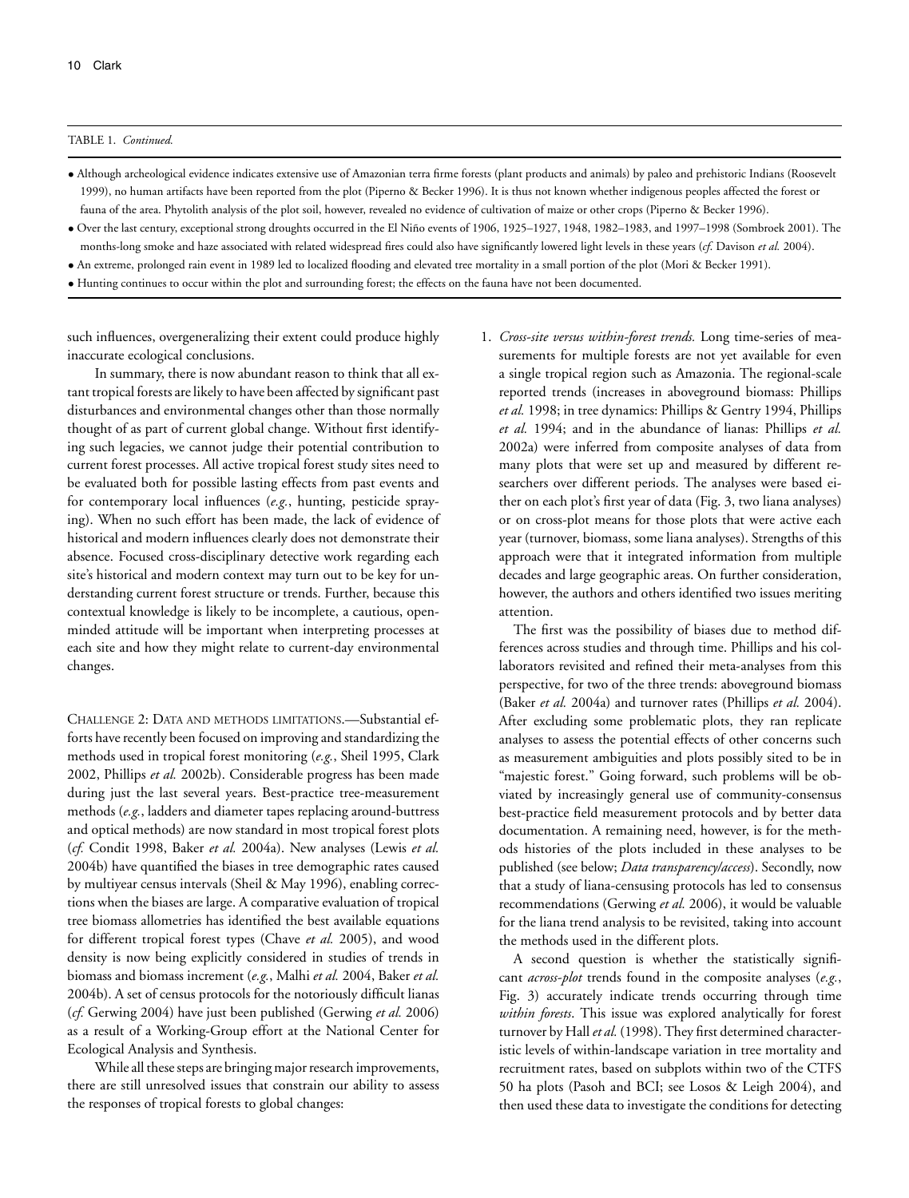TABLE 1. *Continued.*

- Although archeological evidence indicates extensive use of Amazonian terra firme forests (plant products and animals) by paleo and prehistoric Indians (Roosevelt 1999), no human artifacts have been reported from the plot (Piperno & Becker 1996). It is thus not known whether indigenous peoples affected the forest or fauna of the area. Phytolith analysis of the plot soil, however, revealed no evidence of cultivation of maize or other crops (Piperno & Becker 1996).
- Over the last century, exceptional strong droughts occurred in the El Niño events of 1906, 1925–1927, 1948, 1982–1983, and 1997–1998 (Sombroek 2001). The months-long smoke and haze associated with related widespread fires could also have significantly lowered light levels in these years (*cf.* Davison *et al.* 2004).
- An extreme, prolonged rain event in 1989 led to localized flooding and elevated tree mortality in a small portion of the plot (Mori & Becker 1991).
- Hunting continues to occur within the plot and surrounding forest; the effects on the fauna have not been documented.

such influences, overgeneralizing their extent could produce highly inaccurate ecological conclusions.

In summary, there is now abundant reason to think that all extant tropical forests are likely to have been affected by significant past disturbances and environmental changes other than those normally thought of as part of current global change. Without first identifying such legacies, we cannot judge their potential contribution to current forest processes. All active tropical forest study sites need to be evaluated both for possible lasting effects from past events and for contemporary local influences (*e.g.*, hunting, pesticide spraying). When no such effort has been made, the lack of evidence of historical and modern influences clearly does not demonstrate their absence. Focused cross-disciplinary detective work regarding each site's historical and modern context may turn out to be key for understanding current forest structure or trends. Further, because this contextual knowledge is likely to be incomplete, a cautious, open-minded attitude will be important when interpreting processes at each site and how they might relate to current-day environmental changes.

CHALLENGE 2: DATA AND METHODS LIMITATIONS.—Substantial efforts have recently been focused on improving and standardizing the methods used in tropical forest monitoring (*e.g.*, Sheil 1995, Clark 2002, Phillips *et al.* 2002b). Considerable progress has been made during just the last several years. Best-practice tree-measurement methods (*e.g.*, ladders and diameter tapes replacing around-buttress and optical methods) are now standard in most tropical forest plots (*cf.* Condit 1998, Baker *et al.* 2004a). New analyses (Lewis *et al.* 2004b) have quantified the biases in tree demographic rates caused by multiyear census intervals (Sheil & May 1996), enabling corrections when the biases are large. A comparative evaluation of tropical tree biomass allometries has identified the best available equations for different tropical forest types (Chave *et al.* 2005), and wood density is now being explicitly considered in studies of trends in biomass and biomass increment (*e.g.*, Malhi *et al.* 2004, Baker *et al.* 2004b). A set of census protocols for the notoriously difficult lianas (*cf.* Gerwing 2004) have just been published (Gerwing *et al.* 2006) as a result of a Working-Group effort at the National Center for Ecological Analysis and Synthesis.

While all these steps are bringing major research improvements, there are still unresolved issues that constrain our ability to assess the responses of tropical forests to global changes:

1. *Cross-site versus within-forest trends.* Long time-series of measurements for multiple forests are not yet available for even a single tropical region such as Amazonia. The regional-scale reported trends (increases in aboveground biomass: Phillips *et al.* 1998; in tree dynamics: Phillips & Gentry 1994, Phillips *et al.* 1994; and in the abundance of lianas: Phillips *et al.* 2002a) were inferred from composite analyses of data from many plots that were set up and measured by different researchers over different periods. The analyses were based either on each plot's first year of data (Fig. 3, two liana analyses) or on cross-plot means for those plots that were active each year (turnover, biomass, some liana analyses). Strengths of this approach were that it integrated information from multiple decades and large geographic areas. On further consideration, however, the authors and others identified two issues meriting attention.

   The first was the possibility of biases due to method differences across studies and through time. Phillips and his collaborators revisited and refined their meta-analyses from this perspective, for two of the three trends: aboveground biomass (Baker *et al.* 2004a) and turnover rates (Phillips *et al.* 2004). After excluding some problematic plots, they ran replicate analyses to assess the potential effects of other concerns such as measurement ambiguities and plots possibly sited to be in "majestic forest." Going forward, such problems will be obviated by increasingly general use of community-consensus best-practice field measurement protocols and by better data documentation. A remaining need, however, is for the methods histories of the plots included in these analyses to be published (see below; *Data transparency/access*). Secondly, now that a study of liana-censusing protocols has led to consensus recommendations (Gerwing *et al.* 2006), it would be valuable for the liana trend analysis to be revisited, taking into account the methods used in the different plots.

   A second question is whether the statistically significant *across-plot* trends found in the composite analyses (*e.g.*, Fig. 3) accurately indicate trends occurring through time *within forests*. This issue was explored analytically for forest turnover by Hall *et al.* (1998). They first determined characteristic levels of within-landscape variation in tree mortality and recruitment rates, based on subplots within two of the CTFS 50 ha plots (Pasoh and BCI; see Losos & Leigh 2004), and then used these data to investigate the conditions for detecting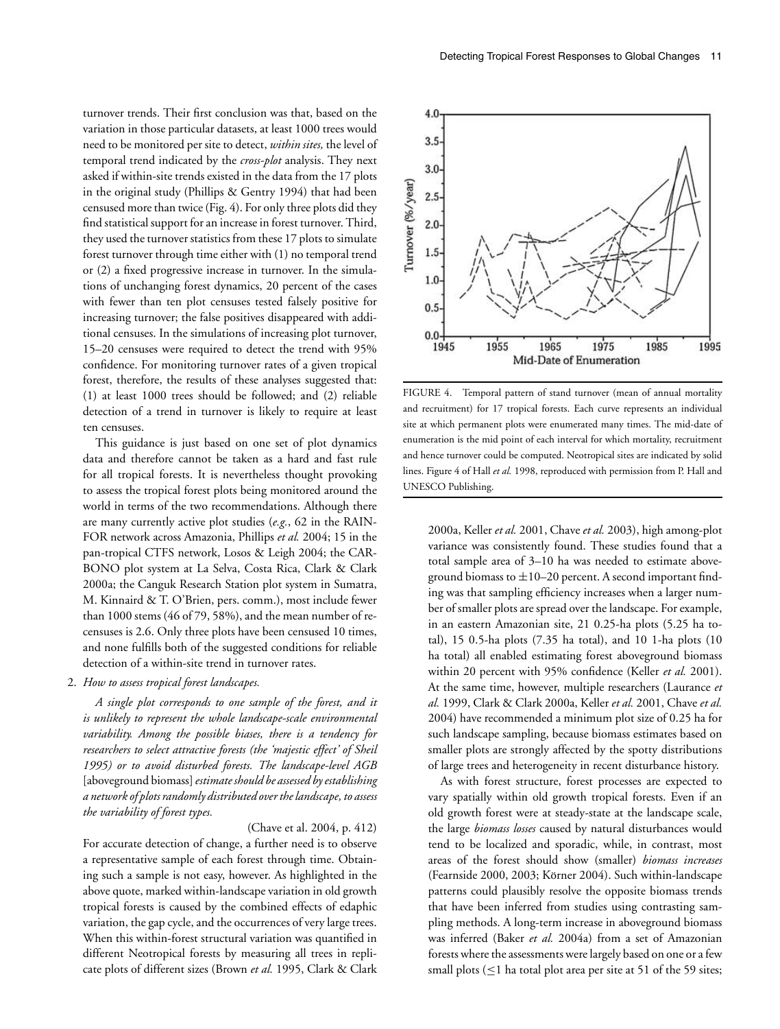turnover trends. Their first conclusion was that, based on the variation in those particular datasets, at least 1000 trees would need to be monitored per site to detect, *within sites,* the level of temporal trend indicated by the *cross-plot* analysis. They next asked if within-site trends existed in the data from the 17 plots in the original study (Phillips & Gentry 1994) that had been censused more than twice (Fig. 4). For only three plots did they find statistical support for an increase in forest turnover. Third, they used the turnover statistics from these 17 plots to simulate forest turnover through time either with (1) no temporal trend or (2) a fixed progressive increase in turnover. In the simulations of unchanging forest dynamics, 20 percent of the cases with fewer than ten plot censuses tested falsely positive for increasing turnover; the false positives disappeared with additional censuses. In the simulations of increasing plot turnover, 15–20 censuses were required to detect the trend with 95% confidence. For monitoring turnover rates of a given tropical forest, therefore, the results of these analyses suggested that: (1) at least 1000 trees should be followed; and (2) reliable detection of a trend in turnover is likely to require at least ten censuses.

This guidance is just based on one set of plot dynamics data and therefore cannot be taken as a hard and fast rule for all tropical forests. It is nevertheless thought provoking to assess the tropical forest plots being monitored around the world in terms of the two recommendations. Although there are many currently active plot studies (*e.g.*, 62 in the RAINFOR network across Amazonia, Phillips *et al.* 2004; 15 in the pan-tropical CTFS network, Losos & Leigh 2004; the CARBONO plot system at La Selva, Costa Rica, Clark & Clark 2000a; the Canguk Research Station plot system in Sumatra, M. Kinnaird & T. O'Brien, pers. comm.), most include fewer than 1000 stems (46 of 79, 58%), and the mean number of recensuses is 2.6. Only three plots have been censused 10 times, and none fulfills both of the suggested conditions for reliable detection of a within-site trend in turnover rates.

2. *How to assess tropical forest landscapes.*

*A single plot corresponds to one sample of the forest, and it is unlikely to represent the whole landscape-scale environmental variability. Among the possible biases, there is a tendency for researchers to select attractive forests (the 'majestic effect' of Sheil 1995) or to avoid disturbed forests. The landscape-level AGB* [aboveground biomass] *estimate should be assessed by establishing a network of plots randomly distributed over the landscape, to assess the variability of forest types.*

(Chave et al. 2004, p. 412)

For accurate detection of change, a further need is to observe a representative sample of each forest through time. Obtaining such a sample is not easy, however. As highlighted in the above quote, marked within-landscape variation in old growth tropical forests is caused by the combined effects of edaphic variation, the gap cycle, and the occurrences of very large trees. When this within-forest structural variation was quantified in different Neotropical forests by measuring all trees in replicate plots of different sizes (Brown *et al.* 1995, Clark & Clark 2000a, Keller *et al.* 2001, Chave *et al.* 2003), high among-plot variance was consistently found. These studies found that a total sample area of 3–10 ha was needed to estimate aboveground biomass to ±10–20 percent. A second important finding was that sampling efficiency increases when a larger number of smaller plots are spread over the landscape. For example, in an eastern Amazonian site, 21 0.25-ha plots (5.25 ha total), 15 0.5-ha plots (7.35 ha total), and 10 1-ha plots (10 ha total) all enabled estimating forest aboveground biomass within 20 percent with 95% confidence (Keller *et al.* 2001). At the same time, however, multiple researchers (Laurance *et al.* 1999, Clark & Clark 2000a, Keller *et al.* 2001, Chave *et al.* 2004) have recommended a minimum plot size of 0.25 ha for such landscape sampling, because biomass estimates based on smaller plots are strongly affected by the spotty distributions of large trees and heterogeneity in recent disturbance history.

As with forest structure, forest processes are expected to vary spatially within old growth tropical forests. Even if an old growth forest were at steady-state at the landscape scale, the large *biomass losses* caused by natural disturbances would tend to be localized and sporadic, while, in contrast, most areas of the forest should show (smaller) *biomass increases* (Fearnside 2000, 2003; Körner 2004). Such within-landscape patterns could plausibly resolve the opposite biomass trends that have been inferred from studies using contrasting sampling methods. A long-term increase in aboveground biomass was inferred (Baker *et al.* 2004a) from a set of Amazonian forests where the assessments were largely based on one or a few small plots (≤1 ha total plot area per site at 51 of the 59 sites;

FIGURE 4. Temporal pattern of stand turnover (mean of annual mortality and recruitment) for 17 tropical forests. Each curve represents an individual site at which permanent plots were enumerated many times. The mid-date of enumeration is the mid point of each interval for which mortality, recruitment and hence turnover could be computed. Neotropical sites are indicated by solid lines. Figure 4 of Hall *et al.* 1998, reproduced with permission from P. Hall and UNESCO Publishing.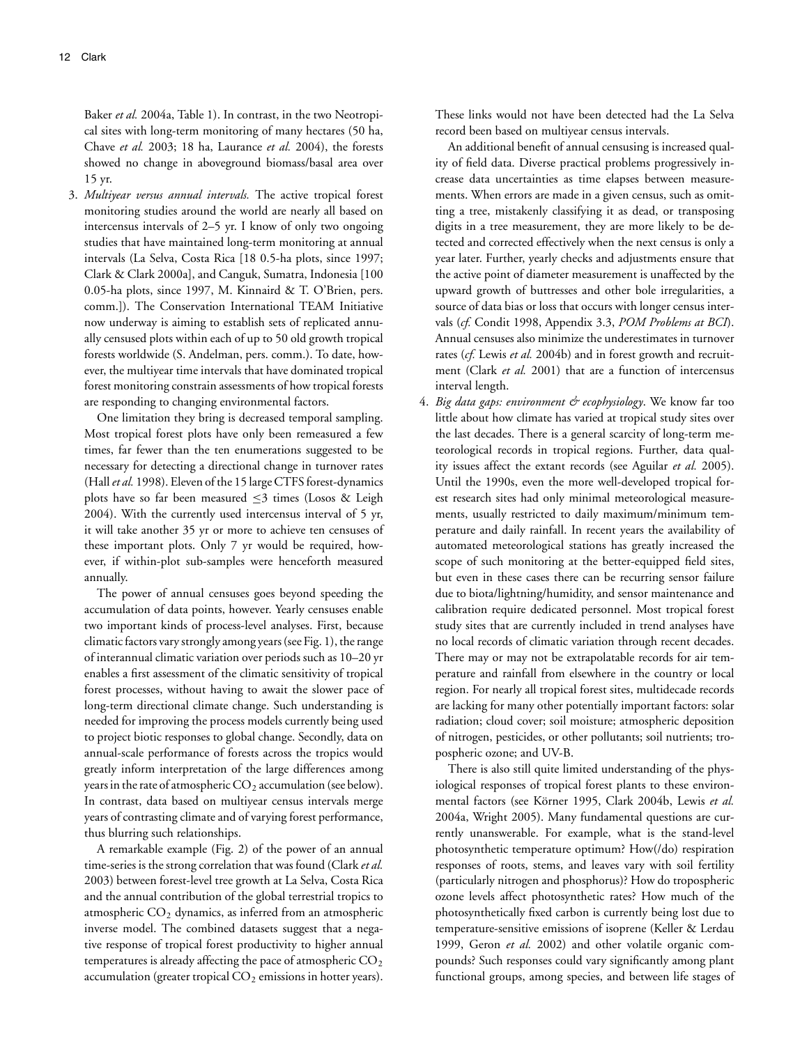Baker *et al.* 2004a, Table 1). In contrast, in the two Neotropical sites with long-term monitoring of many hectares (50 ha, Chave *et al.* 2003; 18 ha, Laurance *et al.* 2004), the forests showed no change in aboveground biomass/basal area over 15 yr.

3. *Multiyear versus annual intervals.* The active tropical forest monitoring studies around the world are nearly all based on intercensus intervals of 2–5 yr. I know of only two ongoing studies that have maintained long-term monitoring at annual intervals (La Selva, Costa Rica [18 0.5-ha plots, since 1997; Clark & Clark 2000a], and Canguk, Sumatra, Indonesia [100 0.05-ha plots, since 1997, M. Kinnaird & T. O'Brien, pers. comm.]). The Conservation International TEAM Initiative now underway is aiming to establish sets of replicated annually censused plots within each of up to 50 old growth tropical forests worldwide (S. Andelman, pers. comm.). To date, however, the multiyear time intervals that have dominated tropical forest monitoring constrain assessments of how tropical forests are responding to changing environmental factors.

   One limitation they bring is decreased temporal sampling. Most tropical forest plots have only been remeasured a few times, far fewer than the ten enumerations suggested to be necessary for detecting a directional change in turnover rates (Hall *et al.* 1998). Eleven of the 15 large CTFS forest-dynamics plots have so far been measured ≤3 times (Losos & Leigh 2004). With the currently used intercensus interval of 5 yr, it will take another 35 yr or more to achieve ten censuses of these important plots. Only 7 yr would be required, however, if within-plot sub-samples were henceforth measured annually.

   The power of annual censuses goes beyond speeding the accumulation of data points, however. Yearly censuses enable two important kinds of process-level analyses. First, because climatic factors vary strongly among years (see Fig. 1), the range of interannual climatic variation over periods such as 10–20 yr enables a first assessment of the climatic sensitivity of tropical forest processes, without having to await the slower pace of long-term directional climate change. Such understanding is needed for improving the process models currently being used to project biotic responses to global change. Secondly, data on annual-scale performance of forests across the tropics would greatly inform interpretation of the large differences among years in the rate of atmospheric $CO_2$ accumulation (see below). In contrast, data based on multiyear census intervals merge years of contrasting climate and of varying forest performance, thus blurring such relationships.

   A remarkable example (Fig. 2) of the power of an annual time-series is the strong correlation that was found (Clark *et al.* 2003) between forest-level tree growth at La Selva, Costa Rica and the annual contribution of the global terrestrial tropics to atmospheric $CO_2$ dynamics, as inferred from an atmospheric inverse model. The combined datasets suggest that a negative response of tropical forest productivity to higher annual temperatures is already affecting the pace of atmospheric $CO_2$ accumulation (greater tropical $CO_2$ emissions in hotter years). These links would not have been detected had the La Selva record been based on multiyear census intervals.

   An additional benefit of annual censusing is increased quality of field data. Diverse practical problems progressively increase data uncertainties as time elapses between measurements. When errors are made in a given census, such as omitting a tree, mistakenly classifying it as dead, or transposing digits in a tree measurement, they are more likely to be detected and corrected effectively when the next census is only a year later. Further, yearly checks and adjustments ensure that the active point of diameter measurement is unaffected by the upward growth of buttresses and other bole irregularities, a source of data bias or loss that occurs with longer census intervals (*cf.* Condit 1998, Appendix 3.3, *POM Problems at BCI*). Annual censuses also minimize the underestimates in turnover rates (*cf.* Lewis *et al.* 2004b) and in forest growth and recruitment (Clark *et al.* 2001) that are a function of intercensus interval length.

4. *Big data gaps: environment & ecophysiology*. We know far too little about how climate has varied at tropical study sites over the last decades. There is a general scarcity of long-term meteorological records in tropical regions. Further, data quality issues affect the extant records (see Aguilar *et al.* 2005). Until the 1990s, even the more well-developed tropical forest research sites had only minimal meteorological measurements, usually restricted to daily maximum/minimum temperature and daily rainfall. In recent years the availability of automated meteorological stations has greatly increased the scope of such monitoring at the better-equipped field sites, but even in these cases there can be recurring sensor failure due to biota/lightning/humidity, and sensor maintenance and calibration require dedicated personnel. Most tropical forest study sites that are currently included in trend analyses have no local records of climatic variation through recent decades. There may or may not be extrapolatable records for air temperature and rainfall from elsewhere in the country or local region. For nearly all tropical forest sites, multidecade records are lacking for many other potentially important factors: solar radiation; cloud cover; soil moisture; atmospheric deposition of nitrogen, pesticides, or other pollutants; soil nutrients; tropospheric ozone; and UV-B.

   There is also still quite limited understanding of the physiological responses of tropical forest plants to these environmental factors (see Körner 1995, Clark 2004b, Lewis *et al.* 2004a, Wright 2005). Many fundamental questions are currently unanswerable. For example, what is the stand-level photosynthetic temperature optimum? How(/do) respiration responses of roots, stems, and leaves vary with soil fertility (particularly nitrogen and phosphorus)? How do tropospheric ozone levels affect photosynthetic rates? How much of the photosynthetically fixed carbon is currently being lost due to temperature-sensitive emissions of isoprene (Keller & Lerdau 1999, Geron *et al.* 2002) and other volatile organic compounds? Such responses could vary significantly among plant functional groups, among species, and between life stages of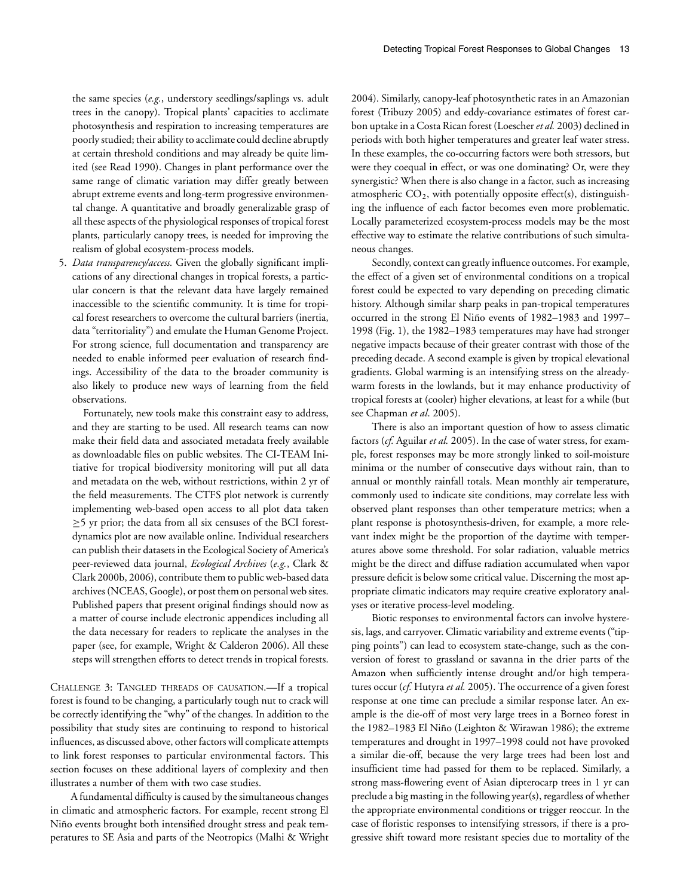the same species (*e.g.*, understory seedlings/saplings vs. adult trees in the canopy). Tropical plants' capacities to acclimate photosynthesis and respiration to increasing temperatures are poorly studied; their ability to acclimate could decline abruptly at certain threshold conditions and may already be quite limited (see Read 1990). Changes in plant performance over the same range of climatic variation may differ greatly between abrupt extreme events and long-term progressive environmental change. A quantitative and broadly generalizable grasp of all these aspects of the physiological responses of tropical forest plants, particularly canopy trees, is needed for improving the realism of global ecosystem-process models.

5. *Data transparency/access.* Given the globally significant implications of any directional changes in tropical forests, a particular concern is that the relevant data have largely remained inaccessible to the scientific community. It is time for tropical forest researchers to overcome the cultural barriers (inertia, data "territoriality") and emulate the Human Genome Project. For strong science, full documentation and transparency are needed to enable informed peer evaluation of research findings. Accessibility of the data to the broader community is also likely to produce new ways of learning from the field observations.

   Fortunately, new tools make this constraint easy to address, and they are starting to be used. All research teams can now make their field data and associated metadata freely available as downloadable files on public websites. The CI-TEAM Initiative for tropical biodiversity monitoring will put all data and metadata on the web, without restrictions, within 2 yr of the field measurements. The CTFS plot network is currently implementing web-based open access to all plot data taken $\geq$5 yr prior; the data from all six censuses of the BCI forest-dynamics plot are now available online. Individual researchers can publish their datasets in the Ecological Society of America's peer-reviewed data journal, *Ecological Archives* (*e.g.*, Clark & Clark 2000b, 2006), contribute them to public web-based data archives (NCEAS, Google), or post them on personal web sites. Published papers that present original findings should now as a matter of course include electronic appendices including all the data necessary for readers to replicate the analyses in the paper (see, for example, Wright & Calderon 2006). All these steps will strengthen efforts to detect trends in tropical forests.

CHALLENGE 3: TANGLED THREADS OF CAUSATION.—If a tropical forest is found to be changing, a particularly tough nut to crack will be correctly identifying the "why" of the changes. In addition to the possibility that study sites are continuing to respond to historical influences, as discussed above, other factors will complicate attempts to link forest responses to particular environmental factors. This section focuses on these additional layers of complexity and then illustrates a number of them with two case studies.

A fundamental difficulty is caused by the simultaneous changes in climatic and atmospheric factors. For example, recent strong El Niño events brought both intensified drought stress and peak temperatures to SE Asia and parts of the Neotropics (Malhi & Wright 2004). Similarly, canopy-leaf photosynthetic rates in an Amazonian forest (Tribuzy 2005) and eddy-covariance estimates of forest carbon uptake in a Costa Rican forest (Loescher *et al.* 2003) declined in periods with both higher temperatures and greater leaf water stress. In these examples, the co-occurring factors were both stressors, but were they coequal in effect, or was one dominating? Or, were they synergistic? When there is also change in a factor, such as increasing atmospheric $CO_2$, with potentially opposite effect(s), distinguishing the influence of each factor becomes even more problematic. Locally parameterized ecosystem-process models may be the most effective way to estimate the relative contributions of such simultaneous changes.

Secondly, context can greatly influence outcomes. For example, the effect of a given set of environmental conditions on a tropical forest could be expected to vary depending on preceding climatic history. Although similar sharp peaks in pan-tropical temperatures occurred in the strong El Niño events of 1982–1983 and 1997–1998 (Fig. 1), the 1982–1983 temperatures may have had stronger negative impacts because of their greater contrast with those of the preceding decade. A second example is given by tropical elevational gradients. Global warming is an intensifying stress on the already-warm forests in the lowlands, but it may enhance productivity of tropical forests at (cooler) higher elevations, at least for a while (but see Chapman *et al*. 2005).

There is also an important question of how to assess climatic factors (*cf.* Aguilar *et al.* 2005). In the case of water stress, for example, forest responses may be more strongly linked to soil-moisture minima or the number of consecutive days without rain, than to annual or monthly rainfall totals. Mean monthly air temperature, commonly used to indicate site conditions, may correlate less with observed plant responses than other temperature metrics; when a plant response is photosynthesis-driven, for example, a more relevant index might be the proportion of the daytime with temperatures above some threshold. For solar radiation, valuable metrics might be the direct and diffuse radiation accumulated when vapor pressure deficit is below some critical value. Discerning the most appropriate climatic indicators may require creative exploratory analyses or iterative process-level modeling.

Biotic responses to environmental factors can involve hysteresis, lags, and carryover. Climatic variability and extreme events ("tipping points") can lead to ecosystem state-change, such as the conversion of forest to grassland or savanna in the drier parts of the Amazon when sufficiently intense drought and/or high temperatures occur (*cf.* Hutyra *et al.* 2005). The occurrence of a given forest response at one time can preclude a similar response later. An example is the die-off of most very large trees in a Borneo forest in the 1982–1983 El Niño (Leighton & Wirawan 1986); the extreme temperatures and drought in 1997–1998 could not have provoked a similar die-off, because the very large trees had been lost and insufficient time had passed for them to be replaced. Similarly, a strong mass-flowering event of Asian dipterocarp trees in 1 yr can preclude a big masting in the following year(s), regardless of whether the appropriate environmental conditions or trigger reoccur. In the case of floristic responses to intensifying stressors, if there is a progressive shift toward more resistant species due to mortality of the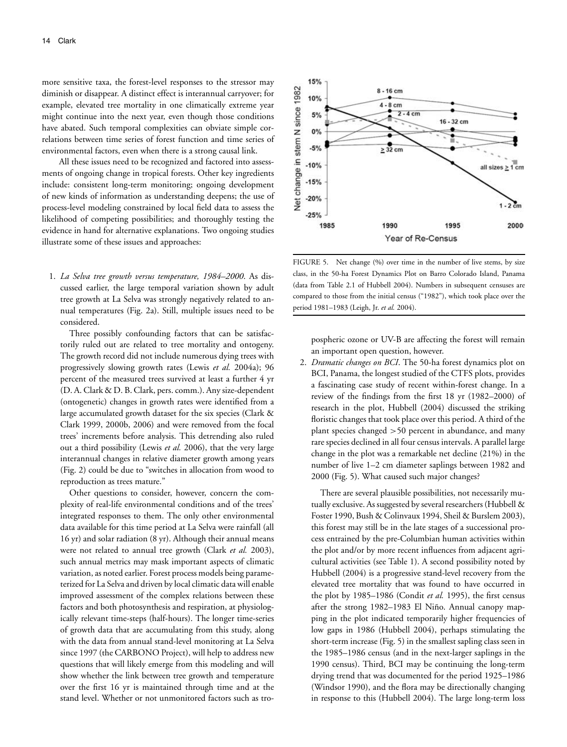more sensitive taxa, the forest-level responses to the stressor may diminish or disappear. A distinct effect is interannual carryover; for example, elevated tree mortality in one climatically extreme year might continue into the next year, even though those conditions have abated. Such temporal complexities can obviate simple correlations between time series of forest function and time series of environmental factors, even when there is a strong causal link.

All these issues need to be recognized and factored into assessments of ongoing change in tropical forests. Other key ingredients include: consistent long-term monitoring; ongoing development of new kinds of information as understanding deepens; the use of process-level modeling constrained by local field data to assess the likelihood of competing possibilities; and thoroughly testing the evidence in hand for alternative explanations. Two ongoing studies illustrate some of these issues and approaches:

1. *La Selva tree growth versus temperature, 1984–2000*. As discussed earlier, the large temporal variation shown by adult tree growth at La Selva was strongly negatively related to annual temperatures (Fig. 2a). Still, multiple issues need to be considered.

   Three possibly confounding factors that can be satisfactorily ruled out are related to tree mortality and ontogeny. The growth record did not include numerous dying trees with progressively slowing growth rates (Lewis *et al.* 2004a); 96 percent of the measured trees survived at least a further 4 yr (D. A. Clark & D. B. Clark, pers. comm.). Any size-dependent (ontogenetic) changes in growth rates were identified from a large accumulated growth dataset for the six species (Clark & Clark 1999, 2000b, 2006) and were removed from the focal trees' increments before analysis. This detrending also ruled out a third possibility (Lewis *et al.* 2006), that the very large interannual changes in relative diameter growth among years (Fig. 2) could be due to "switches in allocation from wood to reproduction as trees mature."

   Other questions to consider, however, concern the complexity of real-life environmental conditions and of the trees' integrated responses to them. The only other environmental data available for this time period at La Selva were rainfall (all 16 yr) and solar radiation (8 yr). Although their annual means were not related to annual tree growth (Clark *et al.* 2003), such annual metrics may mask important aspects of climatic variation, as noted earlier. Forest process models being parameterized for La Selva and driven by local climatic data will enable improved assessment of the complex relations between these factors and both photosynthesis and respiration, at physiologically relevant time-steps (half-hours). The longer time-series of growth data that are accumulating from this study, along with the data from annual stand-level monitoring at La Selva since 1997 (the CARBONO Project), will help to address new questions that will likely emerge from this modeling and will show whether the link between tree growth and temperature over the first 16 yr is maintained through time and at the stand level. Whether or not unmonitored factors such as tropospheric ozone or UV-B are affecting the forest will remain an important open question, however.

FIGURE 5. Net change (%) over time in the number of live stems, by size class, in the 50-ha Forest Dynamics Plot on Barro Colorado Island, Panama (data from Table 2.1 of Hubbell 2004). Numbers in subsequent censuses are compared to those from the initial census ("1982"), which took place over the period 1981–1983 (Leigh, Jr. *et al.* 2004).

2. *Dramatic changes on BCI*. The 50-ha forest dynamics plot on BCI, Panama, the longest studied of the CTFS plots, provides a fascinating case study of recent within-forest change. In a review of the findings from the first 18 yr (1982–2000) of research in the plot, Hubbell (2004) discussed the striking floristic changes that took place over this period. A third of the plant species changed >50 percent in abundance, and many rare species declined in all four census intervals. A parallel large change in the plot was a remarkable net decline (21%) in the number of live 1–2 cm diameter saplings between 1982 and 2000 (Fig. 5). What caused such major changes?

   There are several plausible possibilities, not necessarily mutually exclusive. As suggested by several researchers (Hubbell & Foster 1990, Bush & Colinvaux 1994, Sheil & Burslem 2003), this forest may still be in the late stages of a successional process entrained by the pre-Columbian human activities within the plot and/or by more recent influences from adjacent agricultural activities (see Table 1). A second possibility noted by Hubbell (2004) is a progressive stand-level recovery from the elevated tree mortality that was found to have occurred in the plot by 1985–1986 (Condit *et al.* 1995), the first census after the strong 1982–1983 El Niño. Annual canopy mapping in the plot indicated temporarily higher frequencies of low gaps in 1986 (Hubbell 2004), perhaps stimulating the short-term increase (Fig. 5) in the smallest sapling class seen in the 1985–1986 census (and in the next-larger saplings in the 1990 census). Third, BCI may be continuing the long-term drying trend that was documented for the period 1925–1986 (Windsor 1990), and the flora may be directionally changing in response to this (Hubbell 2004). The large long-term loss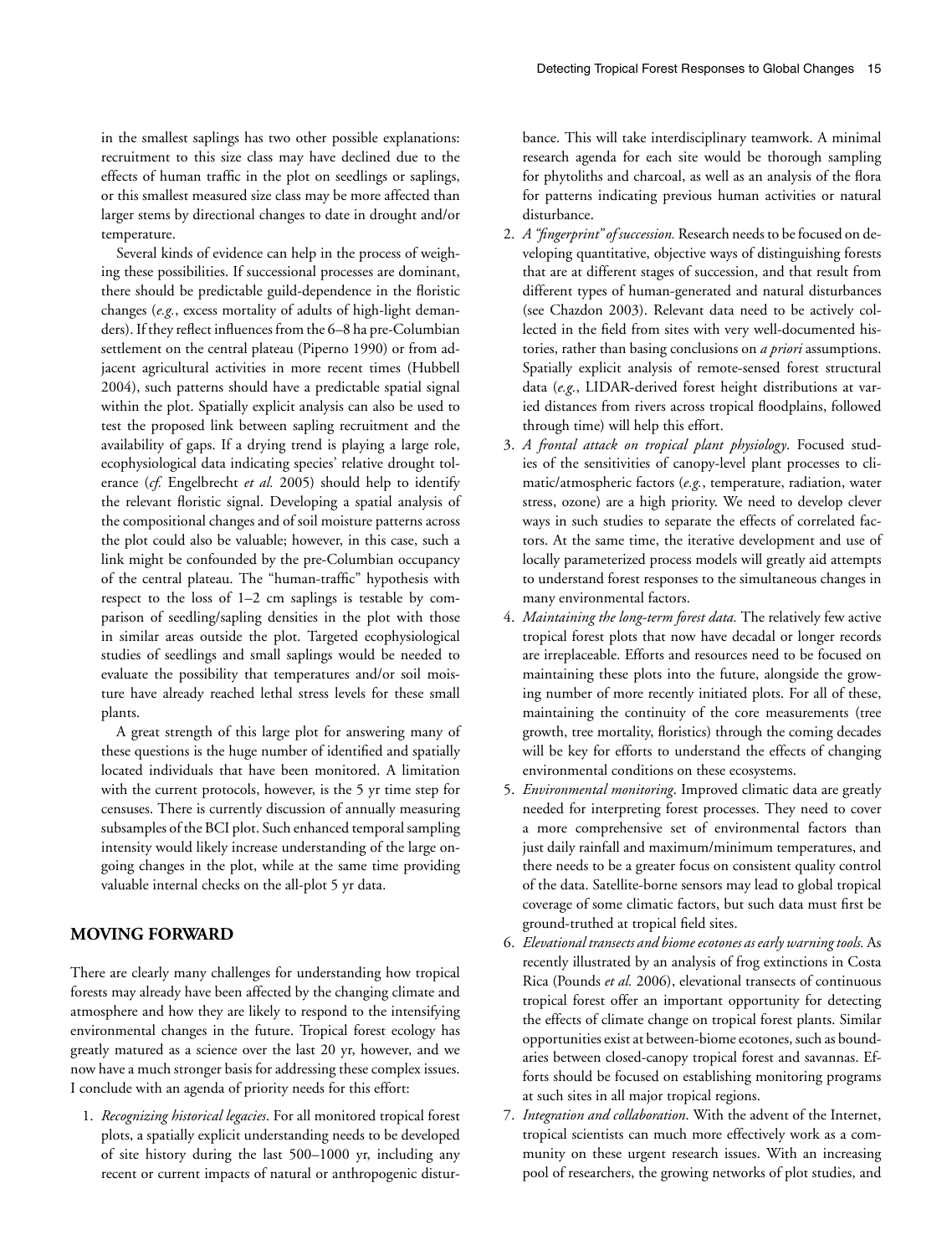in the smallest saplings has two other possible explanations: recruitment to this size class may have declined due to the effects of human traffic in the plot on seedlings or saplings, or this smallest measured size class may be more affected than larger stems by directional changes to date in drought and/or temperature.

Several kinds of evidence can help in the process of weighing these possibilities. If successional processes are dominant, there should be predictable guild-dependence in the floristic changes (*e.g.*, excess mortality of adults of high-light demanders). If they reflect influences from the 6–8 ha pre-Columbian settlement on the central plateau (Piperno 1990) or from adjacent agricultural activities in more recent times (Hubbell 2004), such patterns should have a predictable spatial signal within the plot. Spatially explicit analysis can also be used to test the proposed link between sapling recruitment and the availability of gaps. If a drying trend is playing a large role, ecophysiological data indicating species' relative drought tolerance (*cf.* Engelbrecht *et al.* 2005) should help to identify the relevant floristic signal. Developing a spatial analysis of the compositional changes and of soil moisture patterns across the plot could also be valuable; however, in this case, such a link might be confounded by the pre-Columbian occupancy of the central plateau. The "human-traffic" hypothesis with respect to the loss of 1–2 cm saplings is testable by comparison of seedling/sapling densities in the plot with those in similar areas outside the plot. Targeted ecophysiological studies of seedlings and small saplings would be needed to evaluate the possibility that temperatures and/or soil moisture have already reached lethal stress levels for these small plants.

A great strength of this large plot for answering many of these questions is the huge number of identified and spatially located individuals that have been monitored. A limitation with the current protocols, however, is the 5 yr time step for censuses. There is currently discussion of annually measuring subsamples of the BCI plot. Such enhanced temporal sampling intensity would likely increase understanding of the large ongoing changes in the plot, while at the same time providing valuable internal checks on the all-plot 5 yr data.

## MOVING FORWARD

There are clearly many challenges for understanding how tropical forests may already have been affected by the changing climate and atmosphere and how they are likely to respond to the intensifying environmental changes in the future. Tropical forest ecology has greatly matured as a science over the last 20 yr, however, and we now have a much stronger basis for addressing these complex issues. I conclude with an agenda of priority needs for this effort:

1. *Recognizing historical legacies*. For all monitored tropical forest plots, a spatially explicit understanding needs to be developed of site history during the last 500–1000 yr, including any recent or current impacts of natural or anthropogenic disturbance. This will take interdisciplinary teamwork. A minimal research agenda for each site would be thorough sampling for phytoliths and charcoal, as well as an analysis of the flora for patterns indicating previous human activities or natural disturbance.
2. *A "fingerprint" of succession.* Research needs to be focused on developing quantitative, objective ways of distinguishing forests that are at different stages of succession, and that result from different types of human-generated and natural disturbances (see Chazdon 2003). Relevant data need to be actively collected in the field from sites with very well-documented histories, rather than basing conclusions on *a priori* assumptions. Spatially explicit analysis of remote-sensed forest structural data (*e.g.*, LIDAR-derived forest height distributions at varied distances from rivers across tropical floodplains, followed through time) will help this effort.
3. *A frontal attack on tropical plant physiology*. Focused studies of the sensitivities of canopy-level plant processes to climatic/atmospheric factors (*e.g.*, temperature, radiation, water stress, ozone) are a high priority. We need to develop clever ways in such studies to separate the effects of correlated factors. At the same time, the iterative development and use of locally parameterized process models will greatly aid attempts to understand forest responses to the simultaneous changes in many environmental factors.
4. *Maintaining the long-term forest data.* The relatively few active tropical forest plots that now have decadal or longer records are irreplaceable. Efforts and resources need to be focused on maintaining these plots into the future, alongside the growing number of more recently initiated plots. For all of these, maintaining the continuity of the core measurements (tree growth, tree mortality, floristics) through the coming decades will be key for efforts to understand the effects of changing environmental conditions on these ecosystems.
5. *Environmental monitoring*. Improved climatic data are greatly needed for interpreting forest processes. They need to cover a more comprehensive set of environmental factors than just daily rainfall and maximum/minimum temperatures, and there needs to be a greater focus on consistent quality control of the data. Satellite-borne sensors may lead to global tropical coverage of some climatic factors, but such data must first be ground-truthed at tropical field sites.
6. *Elevational transects and biome ecotones as early warning tools.* As recently illustrated by an analysis of frog extinctions in Costa Rica (Pounds *et al.* 2006), elevational transects of continuous tropical forest offer an important opportunity for detecting the effects of climate change on tropical forest plants. Similar opportunities exist at between-biome ecotones, such as boundaries between closed-canopy tropical forest and savannas. Efforts should be focused on establishing monitoring programs at such sites in all major tropical regions.
7. *Integration and collaboration*. With the advent of the Internet, tropical scientists can much more effectively work as a community on these urgent research issues. With an increasing pool of researchers, the growing networks of plot studies, and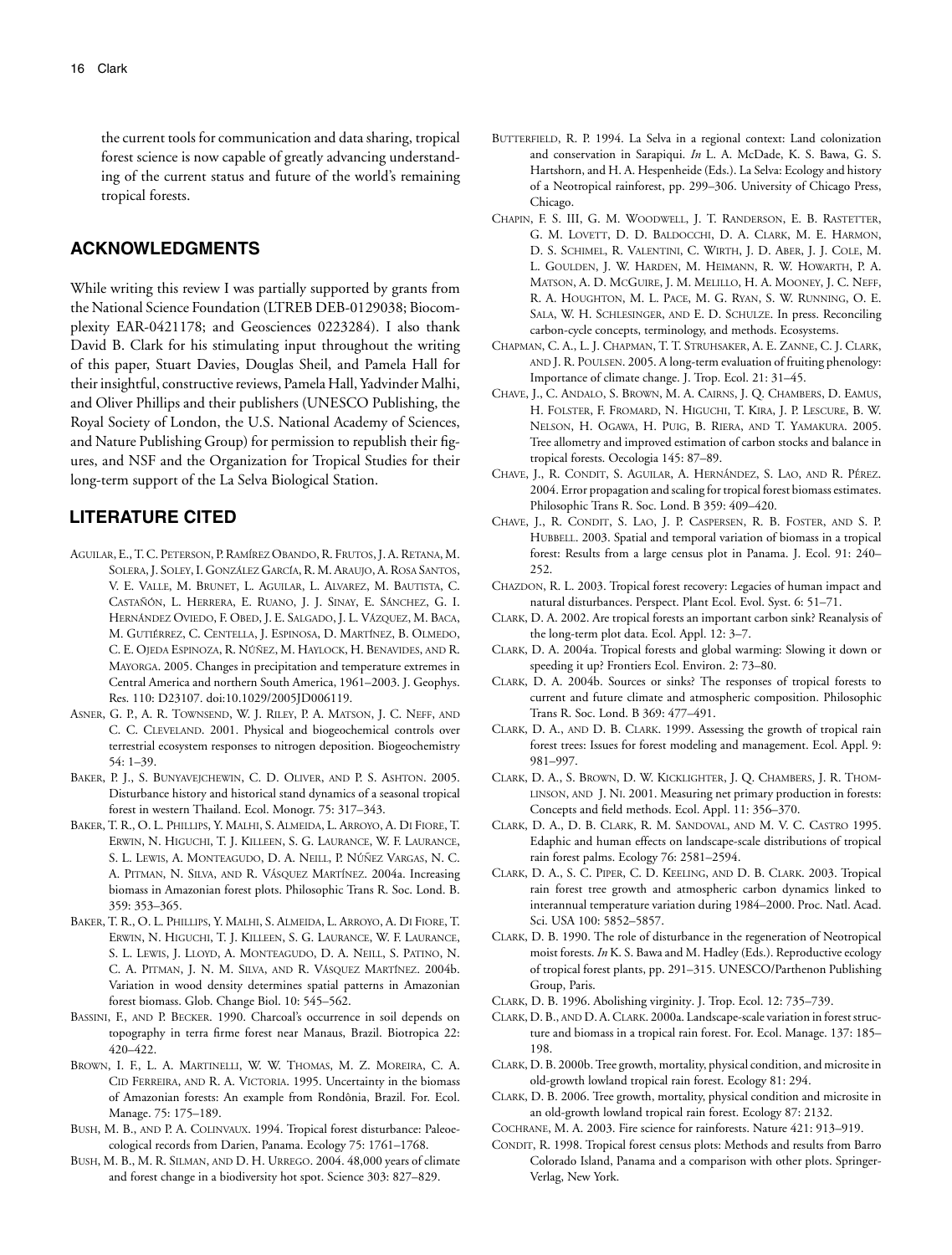the current tools for communication and data sharing, tropical forest science is now capable of greatly advancing understanding of the current status and future of the world's remaining tropical forests.

## ACKNOWLEDGMENTS

While writing this review I was partially supported by grants from the National Science Foundation (LTREB DEB-0129038; Biocomplexity EAR-0421178; and Geosciences 0223284). I also thank David B. Clark for his stimulating input throughout the writing of this paper, Stuart Davies, Douglas Sheil, and Pamela Hall for their insightful, constructive reviews, Pamela Hall, Yadvinder Malhi, and Oliver Phillips and their publishers (UNESCO Publishing, the Royal Society of London, the U.S. National Academy of Sciences, and Nature Publishing Group) for permission to republish their figures, and NSF and the Organization for Tropical Studies for their long-term support of the La Selva Biological Station.

## LITERATURE CITED

Aguilar, E., T. C. Peterson, P. Ramírez Obando, R. Frutos, J. A. Retana, M. Solera, J. Soley, I. González García, R. M. Araujo, A. Rosa Santos, V. E. Valle, M. Brunet, L. Aguilar, L. Alvarez, M. Bautista, C. Castañón, L. Herrera, E. Ruano, J. J. Sinay, E. Sánchez, G. I. Hernández Oviedo, F. Obed, J. E. Salgado, J. L. Vázquez, M. Baca, M. Gutiérrez, C. Centella, J. Espinosa, D. Martínez, B. Olmedo, C. E. Ojeda Espinoza, R. Núñez, M. Haylock, H. Benavides, and R. Mayorga. 2005. Changes in precipitation and temperature extremes in Central America and northern South America, 1961–2003. J. Geophys. Res. 110: D23107. doi:10.1029/2005JD006119.

Asner, G. P., A. R. Townsend, W. J. Riley, P. A. Matson, J. C. Neff, and C. C. Cleveland. 2001. Physical and biogeochemical controls over terrestrial ecosystem responses to nitrogen deposition. Biogeochemistry 54: 1–39.

Baker, P. J., S. Bunyavejchewin, C. D. Oliver, and P. S. Ashton. 2005. Disturbance history and historical stand dynamics of a seasonal tropical forest in western Thailand. Ecol. Monogr. 75: 317–343.

Baker, T. R., O. L. Phillips, Y. Malhi, S. Almeida, L. Arroyo, A. Di Fiore, T. Erwin, N. Higuchi, T. J. Killeen, S. G. Laurance, W. F. Laurance, S. L. Lewis, A. Monteagudo, D. A. Neill, P. Núñez Vargas, N. C. A. Pitman, N. Silva, and R. Vásquez Martínez. 2004a. Increasing biomass in Amazonian forest plots. Philosophic Trans R. Soc. Lond. B. 359: 353–365.

Baker, T. R., O. L. Phillips, Y. Malhi, S. Almeida, L. Arroyo, A. Di Fiore, T. Erwin, N. Higuchi, T. J. Killeen, S. G. Laurance, W. F. Laurance, S. L. Lewis, J. Lloyd, A. Monteagudo, D. A. Neill, S. Patino, N. C. A. Pitman, J. N. M. Silva, and R. Vásquez Martínez. 2004b. Variation in wood density determines spatial patterns in Amazonian forest biomass. Glob. Change Biol. 10: 545–562.

Bassini, F., and P. Becker. 1990. Charcoal's occurrence in soil depends on topography in terra firme forest near Manaus, Brazil. Biotropica 22: 420–422.

Brown, I. F., L. A. Martinelli, W. W. Thomas, M. Z. Moreira, C. A. Cid Ferreira, and R. A. Victoria. 1995. Uncertainty in the biomass of Amazonian forests: An example from Rondônia, Brazil. For. Ecol. Manage. 75: 175–189.

Bush, M. B., and P. A. Colinvaux. 1994. Tropical forest disturbance: Paleoecological records from Darien, Panama. Ecology 75: 1761–1768.

Bush, M. B., M. R. Silman, and D. H. Urrego. 2004. 48,000 years of climate and forest change in a biodiversity hot spot. Science 303: 827–829.

Butterfield, R. P. 1994. La Selva in a regional context: Land colonization and conservation in Sarapiqui. *In* L. A. McDade, K. S. Bawa, G. S. Hartshorn, and H. A. Hespenheide (Eds.). La Selva: Ecology and history of a Neotropical rainforest, pp. 299–306. University of Chicago Press, Chicago.

Chapin, F. S. III, G. M. Woodwell, J. T. Randerson, E. B. Rastetter, G. M. Lovett, D. D. Baldocchi, D. A. Clark, M. E. Harmon, D. S. Schimel, R. Valentini, C. Wirth, J. D. Aber, J. J. Cole, M. L. Goulden, J. W. Harden, M. Heimann, R. W. Howarth, P. A. Matson, A. D. McGuire, J. M. Melillo, H. A. Mooney, J. C. Neff, R. A. Houghton, M. L. Pace, M. G. Ryan, S. W. Running, O. E. Sala, W. H. Schlesinger, and E. D. Schulze. In press. Reconciling carbon-cycle concepts, terminology, and methods. Ecosystems.

Chapman, C. A., L. J. Chapman, T. T. Struhsaker, A. E. Zanne, C. J. Clark, and J. R. Poulsen. 2005. A long-term evaluation of fruiting phenology: Importance of climate change. J. Trop. Ecol. 21: 31–45.

Chave, J., C. Andalo, S. Brown, M. A. Cairns, J. Q. Chambers, D. Eamus, H. Folster, F. Fromard, N. Higuchi, T. Kira, J. P. Lescure, B. W. Nelson, H. Ogawa, H. Puig, B. Riera, and T. Yamakura. 2005. Tree allometry and improved estimation of carbon stocks and balance in tropical forests. Oecologia 145: 87–89.

Chave, J., R. Condit, S. Aguilar, A. Hernández, S. Lao, and R. Pérez. 2004. Error propagation and scaling for tropical forest biomass estimates. Philosophic Trans R. Soc. Lond. B 359: 409–420.

Chave, J., R. Condit, S. Lao, J. P. Caspersen, R. B. Foster, and S. P. Hubbell. 2003. Spatial and temporal variation of biomass in a tropical forest: Results from a large census plot in Panama. J. Ecol. 91: 240–252.

Chazdon, R. L. 2003. Tropical forest recovery: Legacies of human impact and natural disturbances. Perspect. Plant Ecol. Evol. Syst. 6: 51–71.

Clark, D. A. 2002. Are tropical forests an important carbon sink? Reanalysis of the long-term plot data. Ecol. Appl. 12: 3–7.

Clark, D. A. 2004a. Tropical forests and global warming: Slowing it down or speeding it up? Frontiers Ecol. Environ. 2: 73–80.

Clark, D. A. 2004b. Sources or sinks? The responses of tropical forests to current and future climate and atmospheric composition. Philosophic Trans R. Soc. Lond. B 369: 477–491.

Clark, D. A., and D. B. Clark. 1999. Assessing the growth of tropical rain forest trees: Issues for forest modeling and management. Ecol. Appl. 9: 981–997.

Clark, D. A., S. Brown, D. W. Kicklighter, J. Q. Chambers, J. R. Thomlinson, and J. Ni. 2001. Measuring net primary production in forests: Concepts and field methods. Ecol. Appl. 11: 356–370.

Clark, D. A., D. B. Clark, R. M. Sandoval, and M. V. C. Castro 1995. Edaphic and human effects on landscape-scale distributions of tropical rain forest palms. Ecology 76: 2581–2594.

Clark, D. A., S. C. Piper, C. D. Keeling, and D. B. Clark. 2003. Tropical rain forest tree growth and atmospheric carbon dynamics linked to interannual temperature variation during 1984–2000. Proc. Natl. Acad. Sci. USA 100: 5852–5857.

Clark, D. B. 1990. The role of disturbance in the regeneration of Neotropical moist forests. *In* K. S. Bawa and M. Hadley (Eds.). Reproductive ecology of tropical forest plants, pp. 291–315. UNESCO/Parthenon Publishing Group, Paris.

Clark, D. B. 1996. Abolishing virginity. J. Trop. Ecol. 12: 735–739.

Clark, D. B., and D. A. Clark. 2000a. Landscape-scale variation in forest structure and biomass in a tropical rain forest. For. Ecol. Manage. 137: 185–198.

Clark, D. B. 2000b. Tree growth, mortality, physical condition, and microsite in old-growth lowland tropical rain forest. Ecology 81: 294.

Clark, D. B. 2006. Tree growth, mortality, physical condition and microsite in an old-growth lowland tropical rain forest. Ecology 87: 2132.

Cochrane, M. A. 2003. Fire science for rainforests. Nature 421: 913–919.

Condit, R. 1998. Tropical forest census plots: Methods and results from Barro Colorado Island, Panama and a comparison with other plots. Springer-Verlag, New York.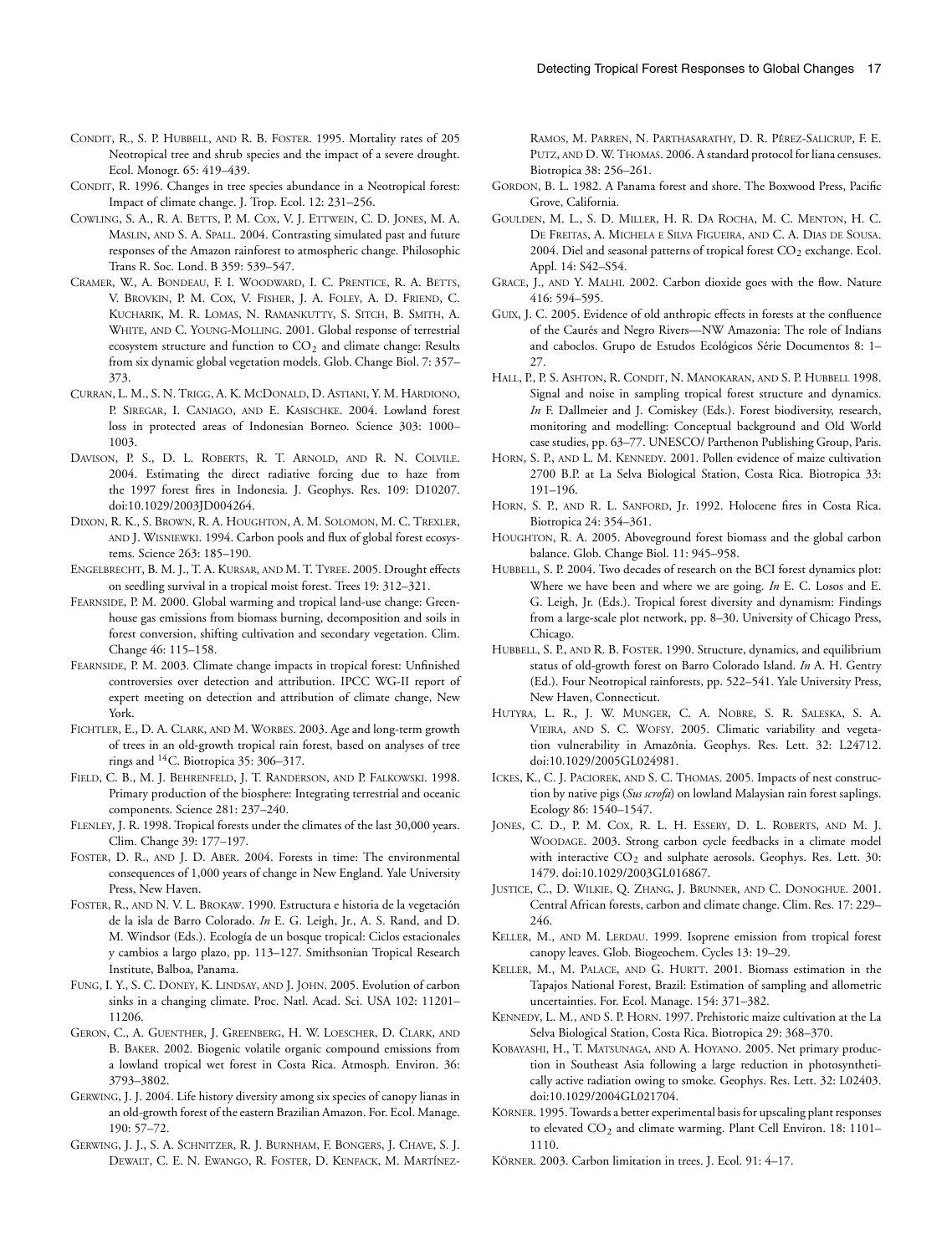Condit, R., S. P. Hubbell, and R. B. Foster. 1995. Mortality rates of 205 Neotropical tree and shrub species and the impact of a severe drought. Ecol. Monogr. 65: 419–439.

Condit, R. 1996. Changes in tree species abundance in a Neotropical forest: Impact of climate change. J. Trop. Ecol. 12: 231–256.

Cowling, S. A., R. A. Betts, P. M. Cox, V. J. Ettwein, C. D. Jones, M. A. Maslin, and S. A. Spall. 2004. Contrasting simulated past and future responses of the Amazon rainforest to atmospheric change. Philosophic Trans R. Soc. Lond. B 359: 539–547.

Cramer, W., A. Bondeau, F. I. Woodward, I. C. Prentice, R. A. Betts, V. Brovkin, P. M. Cox, V. Fisher, J. A. Foley, A. D. Friend, C. Kucharik, M. R. Lomas, N. Ramankutty, S. Sitch, B. Smith, A. White, and C. Young-Molling. 2001. Global response of terrestrial ecosystem structure and function to $CO_2$ and climate change: Results from six dynamic global vegetation models. Glob. Change Biol. 7: 357–373.

Curran, L. M., S. N. Trigg, A. K. McDonald, D. Astiani, Y. M. Hardiono, P. Siregar, I. Caniago, and E. Kasischke. 2004. Lowland forest loss in protected areas of Indonesian Borneo. Science 303: 1000–1003.

Davison, P. S., D. L. Roberts, R. T. Arnold, and R. N. Colvile. 2004. Estimating the direct radiative forcing due to haze from the 1997 forest fires in Indonesia. J. Geophys. Res. 109: D10207. doi:10.1029/2003JD004264.

Dixon, R. K., S. Brown, R. A. Houghton, A. M. Solomon, M. C. Trexler, and J. Wisniewski. 1994. Carbon pools and flux of global forest ecosystems. Science 263: 185–190.

Engelbrecht, B. M. J., T. A. Kursar, and M. T. Tyree. 2005. Drought effects on seedling survival in a tropical moist forest. Trees 19: 312–321.

Fearnside, P. M. 2000. Global warming and tropical land-use change: Greenhouse gas emissions from biomass burning, decomposition and soils in forest conversion, shifting cultivation and secondary vegetation. Clim. Change 46: 115–158.

Fearnside, P. M. 2003. Climate change impacts in tropical forest: Unfinished controversies over detection and attribution. IPCC WG-II report of expert meeting on detection and attribution of climate change, New York.

Fichtler, E., D. A. Clark, and M. Worbes. 2003. Age and long-term growth of trees in an old-growth tropical rain forest, based on analyses of tree rings and $^{14}C$. Biotropica 35: 306–317.

Field, C. B., M. J. Behrenfeld, J. T. Randerson, and P. Falkowski. 1998. Primary production of the biosphere: Integrating terrestrial and oceanic components. Science 281: 237–240.

Flenley, J. R. 1998. Tropical forests under the climates of the last 30,000 years. Clim. Change 39: 177–197.

Foster, D. R., and J. D. Aber. 2004. Forests in time: The environmental consequences of 1,000 years of change in New England. Yale University Press, New Haven.

Foster, R., and N. V. L. Brokaw. 1990. Estructura e historia de la vegetación de la isla de Barro Colorado. *In* E. G. Leigh, Jr., A. S. Rand, and D. M. Windsor (Eds.). Ecología de un bosque tropical: Ciclos estacionales y cambios a largo plazo, pp. 113–127. Smithsonian Tropical Research Institute, Balboa, Panama.

Fung, I. Y., S. C. Doney, K. Lindsay, and J. John. 2005. Evolution of carbon sinks in a changing climate. Proc. Natl. Acad. Sci. USA 102: 11201–11206.

Geron, C., A. Guenther, J. Greenberg, H. W. Loescher, D. Clark, and B. Baker. 2002. Biogenic volatile organic compound emissions from a lowland tropical wet forest in Costa Rica. Atmosph. Environ. 36: 3793–3802.

Gerwing, J. J. 2004. Life history diversity among six species of canopy lianas in an old-growth forest of the eastern Brazilian Amazon. For. Ecol. Manage. 190: 57–72.

Gerwing, J. J., S. A. Schnitzer, R. J. Burnham, F. Bongers, J. Chave, S. J. Dewalt, C. E. N. Ewango, R. Foster, D. Kenfack, M. Martínez-Ramos, M. Parren, N. Parthasarathy, D. R. Pérez-Salicrup, F. E. Putz, and D. W. Thomas. 2006. A standard protocol for liana censuses. Biotropica 38: 256–261.

Gordon, B. L. 1982. A Panama forest and shore. The Boxwood Press, Pacific Grove, California.

Goulden, M. L., S. D. Miller, H. R. Da Rocha, M. C. Menton, H. C. De Freitas, A. Michela e Silva Figueira, and C. A. Dias de Sousa. 2004. Diel and seasonal patterns of tropical forest $CO_2$ exchange. Ecol. Appl. 14: S42–S54.

Grace, J., and Y. Malhi. 2002. Carbon dioxide goes with the flow. Nature 416: 594–595.

Guix, J. C. 2005. Evidence of old anthropic effects in forests at the confluence of the Caurés and Negro Rivers—NW Amazonia: The role of Indians and caboclos. Grupo de Estudos Ecológicos Série Documentos 8: 1–27.

Hall, P., P. S. Ashton, R. Condit, N. Manokaran, and S. P. Hubbell 1998. Signal and noise in sampling tropical forest structure and dynamics. *In* F. Dallmeier and J. Comiskey (Eds.). Forest biodiversity, research, monitoring and modelling: Conceptual background and Old World case studies, pp. 63–77. UNESCO/ Parthenon Publishing Group, Paris.

Horn, S. P., and L. M. Kennedy. 2001. Pollen evidence of maize cultivation 2700 B.P. at La Selva Biological Station, Costa Rica. Biotropica 33: 191–196.

Horn, S. P., and R. L. Sanford, Jr. 1992. Holocene fires in Costa Rica. Biotropica 24: 354–361.

Houghton, R. A. 2005. Aboveground forest biomass and the global carbon balance. Glob. Change Biol. 11: 945–958.

Hubbell, S. P. 2004. Two decades of research on the BCI forest dynamics plot: Where we have been and where we are going. *In* E. C. Losos and E. G. Leigh, Jr. (Eds.). Tropical forest diversity and dynamism: Findings from a large-scale plot network, pp. 8–30. University of Chicago Press, Chicago.

Hubbell, S. P., and R. B. Foster. 1990. Structure, dynamics, and equilibrium status of old-growth forest on Barro Colorado Island. *In* A. H. Gentry (Ed.). Four Neotropical rainforests, pp. 522–541. Yale University Press, New Haven, Connecticut.

Hutyra, L. R., J. W. Munger, C. A. Nobre, S. R. Saleska, S. A. Vieira, and S. C. Wofsy. 2005. Climatic variability and vegetation vulnerability in Amazônia. Geophys. Res. Lett. 32: L24712. doi:10.1029/2005GL024981.

Ickes, K., C. J. Paciorek, and S. C. Thomas. 2005. Impacts of nest construction by native pigs (*Sus scrofa*) on lowland Malaysian rain forest saplings. Ecology 86: 1540–1547.

Jones, C. D., P. M. Cox, R. L. H. Essery, D. L. Roberts, and M. J. Woodage. 2003. Strong carbon cycle feedbacks in a climate model with interactive $CO_2$ and sulphate aerosols. Geophys. Res. Lett. 30: 1479. doi:10.1029/2003GL016867.

Justice, C., D. Wilkie, Q. Zhang, J. Brunner, and C. Donoghue. 2001. Central African forests, carbon and climate change. Clim. Res. 17: 229–246.

Keller, M., and M. Lerdau. 1999. Isoprene emission from tropical forest canopy leaves. Glob. Biogeochem. Cycles 13: 19–29.

Keller, M., M. Palace, and G. Hurtt. 2001. Biomass estimation in the Tapajos National Forest, Brazil: Estimation of sampling and allometric uncertainties. For. Ecol. Manage. 154: 371–382.

Kennedy, L. M., and S. P. Horn. 1997. Prehistoric maize cultivation at the La Selva Biological Station, Costa Rica. Biotropica 29: 368–370.

Kobayashi, H., T. Matsunaga, and A. Hoyano. 2005. Net primary production in Southeast Asia following a large reduction in photosynthetically active radiation owing to smoke. Geophys. Res. Lett. 32: L02403. doi:10.1029/2004GL021704.

Körner. 1995. Towards a better experimental basis for upscaling plant responses to elevated $CO_2$ and climate warming. Plant Cell Environ. 18: 1101–1110.

Körner. 2003. Carbon limitation in trees. J. Ecol. 91: 4–17.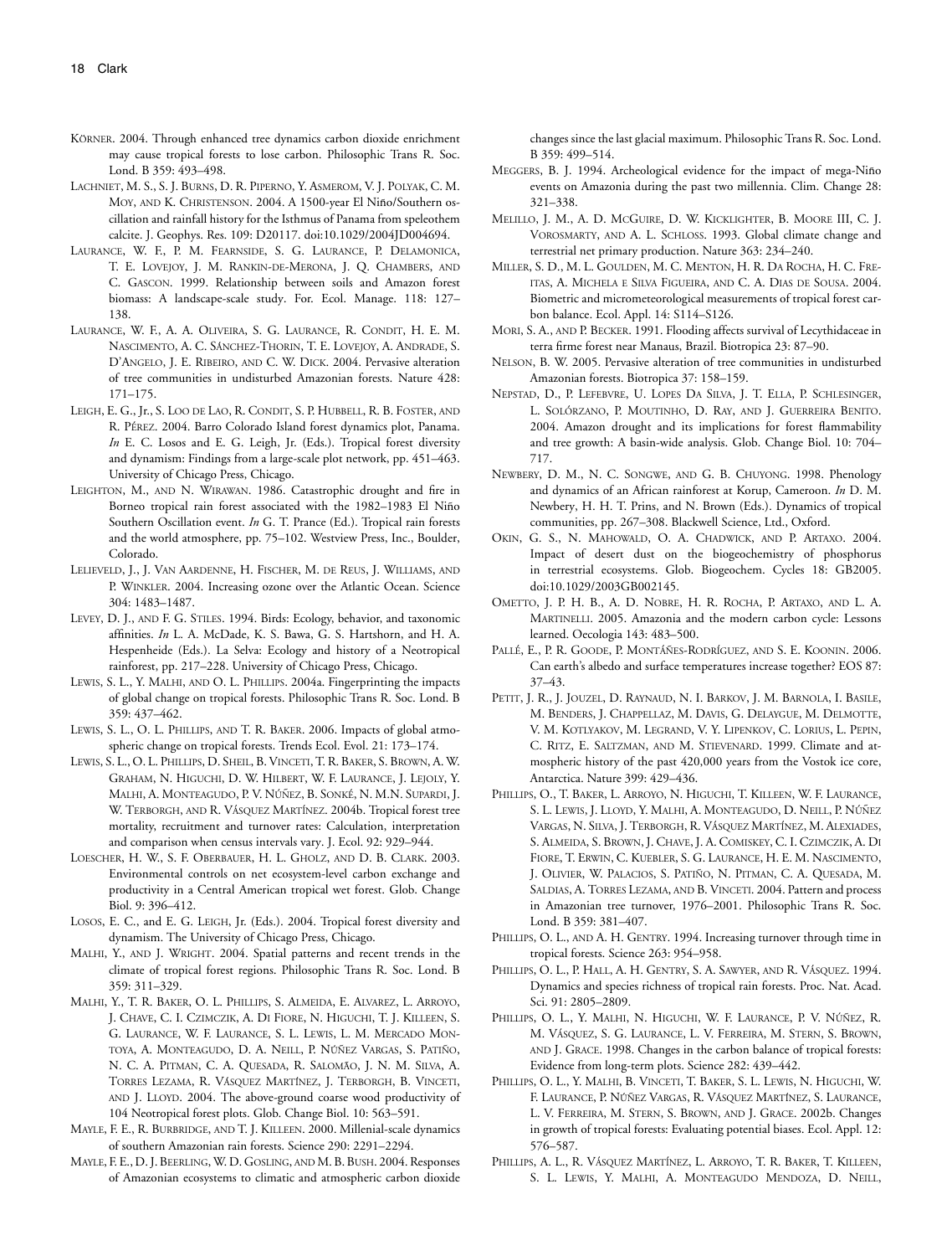KÖRNER. 2004. Through enhanced tree dynamics carbon dioxide enrichment may cause tropical forests to lose carbon. Philosophic Trans R. Soc. Lond. B 359: 493–498.

LACHNIET, M. S., S. J. BURNS, D. R. PIPERNO, Y. ASMEROM, V. J. POLYAK, C. M. MOY, AND K. CHRISTENSON. 2004. A 1500-year El Niño/Southern oscillation and rainfall history for the Isthmus of Panama from speleothem calcite. J. Geophys. Res. 109: D20117. doi:10.1029/2004JD004694.

LAURANCE, W. F., P. M. FEARNSIDE, S. G. LAURANCE, P. DELAMONICA, T. E. LOVEJOY, J. M. RANKIN-DE-MERONA, J. Q. CHAMBERS, AND C. GASCON. 1999. Relationship between soils and Amazon forest biomass: A landscape-scale study. For. Ecol. Manage. 118: 127–138.

LAURANCE, W. F., A. A. OLIVEIRA, S. G. LAURANCE, R. CONDIT, H. E. M. NASCIMENTO, A. C. SÁNCHEZ-THORIN, T. E. LOVEJOY, A. ANDRADE, S. D'ANGELO, J. E. RIBEIRO, AND C. W. DICK. 2004. Pervasive alteration of tree communities in undisturbed Amazonian forests. Nature 428: 171–175.

LEIGH, E. G., Jr., S. LOO DE LAO, R. CONDIT, S. P. HUBBELL, R. B. FOSTER, AND R. PÉREZ. 2004. Barro Colorado Island forest dynamics plot, Panama. *In* E. C. Losos and E. G. Leigh, Jr. (Eds.). Tropical forest diversity and dynamism: Findings from a large-scale plot network, pp. 451–463. University of Chicago Press, Chicago.

LEIGHTON, M., AND N. WIRAWAN. 1986. Catastrophic drought and fire in Borneo tropical rain forest associated with the 1982–1983 El Niño Southern Oscillation event. *In* G. T. Prance (Ed.). Tropical rain forests and the world atmosphere, pp. 75–102. Westview Press, Inc., Boulder, Colorado.

LELIEVELD, J., J. VAN AARDENNE, H. FISCHER, M. DE REUS, J. WILLIAMS, AND P. WINKLER. 2004. Increasing ozone over the Atlantic Ocean. Science 304: 1483–1487.

LEVEY, D. J., AND F. G. STILES. 1994. Birds: Ecology, behavior, and taxonomic affinities. *In* L. A. McDade, K. S. Bawa, G. S. Hartshorn, and H. A. Hespenheide (Eds.). La Selva: Ecology and history of a Neotropical rainforest, pp. 217–228. University of Chicago Press, Chicago.

LEWIS, S. L., Y. MALHI, AND O. L. PHILLIPS. 2004a. Fingerprinting the impacts of global change on tropical forests. Philosophic Trans R. Soc. Lond. B 359: 437–462.

LEWIS, S. L., O. L. PHILLIPS, AND T. R. BAKER. 2006. Impacts of global atmospheric change on tropical forests. Trends Ecol. Evol. 21: 173–174.

LEWIS, S. L., O. L. PHILLIPS, D. SHEIL, B. VINCETI, T. R. BAKER, S. BROWN, A. W. GRAHAM, N. HIGUCHI, D. W. HILBERT, W. F. LAURANCE, J. LEJOLY, Y. MALHI, A. MONTEAGUDO, P. V. NÚÑEZ, B. SONKÉ, N. M.N. SUPARDI, J. W. TERBORGH, AND R. VÁSQUEZ MARTÍNEZ. 2004b. Tropical forest tree mortality, recruitment and turnover rates: Calculation, interpretation and comparison when census intervals vary. J. Ecol. 92: 929–944.

LOESCHER, H. W., S. F. OBERBAUER, H. L. GHOLZ, AND D. B. CLARK. 2003. Environmental controls on net ecosystem-level carbon exchange and productivity in a Central American tropical wet forest. Glob. Change Biol. 9: 396–412.

LOSOS, E. C., and E. G. LEIGH, Jr. (Eds.). 2004. Tropical forest diversity and dynamism. The University of Chicago Press, Chicago.

MALHI, Y., AND J. WRIGHT. 2004. Spatial patterns and recent trends in the climate of tropical forest regions. Philosophic Trans R. Soc. Lond. B 359: 311–329.

MALHI, Y., T. R. BAKER, O. L. PHILLIPS, S. ALMEIDA, E. ALVAREZ, L. ARROYO, J. CHAVE, C. I. CZIMCZIK, A. DI FIORE, N. HIGUCHI, T. J. KILLEEN, S. G. LAURANCE, W. F. LAURANCE, S. L. LEWIS, L. M. MERCADO MONTOYA, A. MONTEAGUDO, D. A. NEILL, P. NÚÑEZ VARGAS, S. PATIÑO, N. C. A. PITMAN, C. A. QUESADA, R. SALOMÃO, J. N. M. SILVA, A. TORRES LEZAMA, R. VÁSQUEZ MARTÍNEZ, J. TERBORGH, B. VINCETI, AND J. LLOYD. 2004. The above-ground coarse wood productivity of 104 Neotropical forest plots. Glob. Change Biol. 10: 563–591.

MAYLE, F. E., R. BURBRIDGE, AND T. J. KILLEEN. 2000. Millenial-scale dynamics of southern Amazonian rain forests. Science 290: 2291–2294.

MAYLE, F. E., D. J. BEERLING, W. D. GOSLING, AND M. B. BUSH. 2004. Responses of Amazonian ecosystems to climatic and atmospheric carbon dioxide changes since the last glacial maximum. Philosophic Trans R. Soc. Lond. B 359: 499–514.

MEGGERS, B. J. 1994. Archeological evidence for the impact of mega-Niño events on Amazonia during the past two millennia. Clim. Change 28: 321–338.

MELILLO, J. M., A. D. MCGUIRE, D. W. KICKLIGHTER, B. MOORE III, C. J. VOROSMARTY, AND A. L. SCHLOSS. 1993. Global climate change and terrestrial net primary production. Nature 363: 234–240.

MILLER, S. D., M. L. GOULDEN, M. C. MENTON, H. R. DA ROCHA, H. C. FREITAS, A. MICHELA E SILVA FIGUEIRA, AND C. A. DIAS DE SOUSA. 2004. Biometric and micrometeorological measurements of tropical forest carbon balance. Ecol. Appl. 14: S114–S126.

MORI, S. A., AND P. BECKER. 1991. Flooding affects survival of Lecythidaceae in terra firme forest near Manaus, Brazil. Biotropica 23: 87–90.

NELSON, B. W. 2005. Pervasive alteration of tree communities in undisturbed Amazonian forests. Biotropica 37: 158–159.

NEPSTAD, D., P. LEFEBVRE, U. LOPES DA SILVA, J. T. ELLA, P. SCHLESINGER, L. SOLÓRZANO, P. MOUTINHO, D. RAY, AND J. GUERREIRA BENITO. 2004. Amazon drought and its implications for forest flammability and tree growth: A basin-wide analysis. Glob. Change Biol. 10: 704–717.

NEWBERY, D. M., N. C. SONGWE, AND G. B. CHUYONG. 1998. Phenology and dynamics of an African rainforest at Korup, Cameroon. *In* D. M. Newbery, H. H. T. Prins, and N. Brown (Eds.). Dynamics of tropical communities, pp. 267–308. Blackwell Science, Ltd., Oxford.

OKIN, G. S., N. MAHOWALD, O. A. CHADWICK, AND P. ARTAXO. 2004. Impact of desert dust on the biogeochemistry of phosphorus in terrestrial ecosystems. Glob. Biogeochem. Cycles 18: GB2005. doi:10.1029/2003GB002145.

OMETTO, J. P. H. B., A. D. NOBRE, H. R. ROCHA, P. ARTAXO, AND L. A. MARTINELLI. 2005. Amazonia and the modern carbon cycle: Lessons learned. Oecologia 143: 483–500.

PALLÉ, E., P. R. GOODE, P. MONTÁÑES-RODRÍGUEZ, AND S. E. KOONIN. 2006. Can earth's albedo and surface temperatures increase together? EOS 87: 37–43.

PETIT, J. R., J. JOUZEL, D. RAYNAUD, N. I. BARKOV, J. M. BARNOLA, I. BASILE, M. BENDERS, J. CHAPPELLAZ, M. DAVIS, G. DELAYGUE, M. DELMOTTE, V. M. KOTLYAKOV, M. LEGRAND, V. Y. LIPENKOV, C. LORIUS, L. PEPIN, C. RITZ, E. SALTZMAN, AND M. STIEVENARD. 1999. Climate and atmospheric history of the past 420,000 years from the Vostok ice core, Antarctica. Nature 399: 429–436.

PHILLIPS, O., T. BAKER, L. ARROYO, N. HIGUCHI, T. KILLEEN, W. F. LAURANCE, S. L. LEWIS, J. LLOYD, Y. MALHI, A. MONTEAGUDO, D. NEILL, P. NÚÑEZ VARGAS, N. SILVA, J. TERBORGH, R. VÁSQUEZ MARTÍNEZ, M. ALEXIADES, S. ALMEIDA, S. BROWN, J. CHAVE, J. A. COMISKEY, C. I. CZIMCZIK, A. DI FIORE, T. ERWIN, C. KUEBLER, S. G. LAURANCE, H. E. M. NASCIMENTO, J. OLIVIER, W. PALACIOS, S. PATIÑO, N. PITMAN, C. A. QUESADA, M. SALDIAS, A. TORRES LEZAMA, AND B. VINCETI. 2004. Pattern and process in Amazonian tree turnover, 1976–2001. Philosophic Trans R. Soc. Lond. B 359: 381–407.

PHILLIPS, O. L., AND A. H. GENTRY. 1994. Increasing turnover through time in tropical forests. Science 263: 954–958.

PHILLIPS, O. L., P. HALL, A. H. GENTRY, S. A. SAWYER, AND R. VÁSQUEZ. 1994. Dynamics and species richness of tropical rain forests. Proc. Nat. Acad. Sci. 91: 2805–2809.

PHILLIPS, O. L., Y. MALHI, N. HIGUCHI, W. F. LAURANCE, P. V. NÚÑEZ, R. M. VÁSQUEZ, S. G. LAURANCE, L. V. FERREIRA, M. STERN, S. BROWN, AND J. GRACE. 1998. Changes in the carbon balance of tropical forests: Evidence from long-term plots. Science 282: 439–442.

PHILLIPS, O. L., Y. MALHI, B. VINCETI, T. BAKER, S. L. LEWIS, N. HIGUCHI, W. F. LAURANCE, P. NÚÑEZ VARGAS, R. VÁSQUEZ MARTÍNEZ, S. LAURANCE, L. V. FERREIRA, M. STERN, S. BROWN, AND J. GRACE. 2002b. Changes in growth of tropical forests: Evaluating potential biases. Ecol. Appl. 12: 576–587.

PHILLIPS, A. L., R. VÁSQUEZ MARTÍNEZ, L. ARROYO, T. R. BAKER, T. KILLEEN, S. L. LEWIS, Y. MALHI, A. MONTEAGUDO MENDOZA, D. NEILL,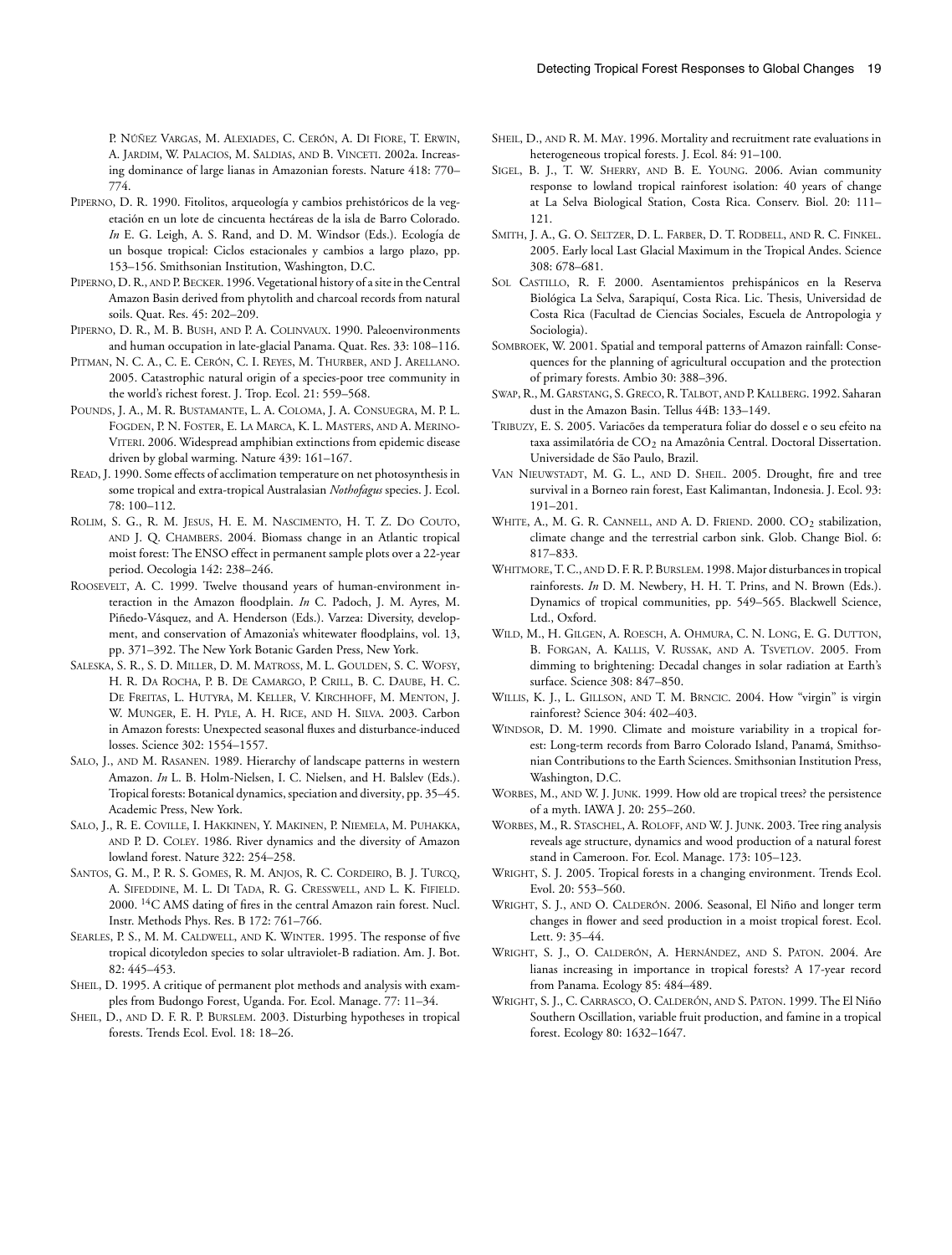P. Núñez Vargas, M. Alexiades, C. Cerón, A. Di Fiore, T. Erwin, A. Jardim, W. Palacios, M. Saldias, and B. Vinceti. 2002a. Increasing dominance of large lianas in Amazonian forests. Nature 418: 770–774.

Piperno, D. R. 1990. Fitolitos, arqueología y cambios prehistóricos de la vegetación en un lote de cincuenta hectáreas de la isla de Barro Colorado. *In* E. G. Leigh, A. S. Rand, and D. M. Windsor (Eds.). Ecología de un bosque tropical: Ciclos estacionales y cambios a largo plazo, pp. 153–156. Smithsonian Institution, Washington, D.C.

Piperno, D. R., and P. Becker. 1996. Vegetational history of a site in the Central Amazon Basin derived from phytolith and charcoal records from natural soils. Quat. Res. 45: 202–209.

Piperno, D. R., M. B. Bush, and P. A. Colinvaux. 1990. Paleoenvironments and human occupation in late-glacial Panama. Quat. Res. 33: 108–116.

Pitman, N. C. A., C. E. Cerón, C. I. Reyes, M. Thurber, and J. Arellano. 2005. Catastrophic natural origin of a species-poor tree community in the world's richest forest. J. Trop. Ecol. 21: 559–568.

Pounds, J. A., M. R. Bustamante, L. A. Coloma, J. A. Consuegra, M. P. L. Fogden, P. N. Foster, E. La Marca, K. L. Masters, and A. Merino-Viteri. 2006. Widespread amphibian extinctions from epidemic disease driven by global warming. Nature 439: 161–167.

Read, J. 1990. Some effects of acclimation temperature on net photosynthesis in some tropical and extra-tropical Australasian *Nothofagus* species. J. Ecol. 78: 100–112.

Rolim, S. G., R. M. Jesus, H. E. M. Nascimento, H. T. Z. Do Couto, and J. Q. Chambers. 2004. Biomass change in an Atlantic tropical moist forest: The ENSO effect in permanent sample plots over a 22-year period. Oecologia 142: 238–246.

Roosevelt, A. C. 1999. Twelve thousand years of human-environment interaction in the Amazon floodplain. *In* C. Padoch, J. M. Ayres, M. Piñedo-Vásquez, and A. Henderson (Eds.). Varzea: Diversity, development, and conservation of Amazonia's whitewater floodplains, vol. 13, pp. 371–392. The New York Botanic Garden Press, New York.

Saleska, S. R., S. D. Miller, D. M. Matross, M. L. Goulden, S. C. Wofsy, H. R. Da Rocha, P. B. De Camargo, P. Crill, B. C. Daube, H. C. De Freitas, L. Hutyra, M. Keller, V. Kirchhoff, M. Menton, J. W. Munger, E. H. Pyle, A. H. Rice, and H. Silva. 2003. Carbon in Amazon forests: Unexpected seasonal fluxes and disturbance-induced losses. Science 302: 1554–1557.

Salo, J., and M. Rasanen. 1989. Hierarchy of landscape patterns in western Amazon. *In* L. B. Holm-Nielsen, I. C. Nielsen, and H. Balslev (Eds.). Tropical forests: Botanical dynamics, speciation and diversity, pp. 35–45. Academic Press, New York.

Salo, J., R. E. Coville, I. Hakkinen, Y. Makinen, P. Niemela, M. Puhakka, and P. D. Coley. 1986. River dynamics and the diversity of Amazon lowland forest. Nature 322: 254–258.

Santos, G. M., P. R. S. Gomes, R. M. Anjos, R. C. Cordeiro, B. J. Turcq, A. Sifeddine, M. L. Di Tada, R. G. Cresswell, and L. K. Fifield. 2000. $^{14}C$ AMS dating of fires in the central Amazon rain forest. Nucl. Instr. Methods Phys. Res. B 172: 761–766.

Searles, P. S., M. M. Caldwell, and K. Winter. 1995. The response of five tropical dicotyledon species to solar ultraviolet-B radiation. Am. J. Bot. 82: 445–453.

Sheil, D. 1995. A critique of permanent plot methods and analysis with examples from Budongo Forest, Uganda. For. Ecol. Manage. 77: 11–34.

Sheil, D., and D. F. R. P. Burslem. 2003. Disturbing hypotheses in tropical forests. Trends Ecol. Evol. 18: 18–26.

Sheil, D., and R. M. May. 1996. Mortality and recruitment rate evaluations in heterogeneous tropical forests. J. Ecol. 84: 91–100.

Sigel, B. J., T. W. Sherry, and B. E. Young. 2006. Avian community response to lowland tropical rainforest isolation: 40 years of change at La Selva Biological Station, Costa Rica. Conserv. Biol. 20: 111–121.

Smith, J. A., G. O. Seltzer, D. L. Farber, D. T. Rodbell, and R. C. Finkel. 2005. Early local Last Glacial Maximum in the Tropical Andes. Science 308: 678–681.

Sol Castillo, R. F. 2000. Asentamientos prehispánicos en la Reserva Biológica La Selva, Sarapiquí, Costa Rica. Lic. Thesis, Universidad de Costa Rica (Facultad de Ciencias Sociales, Escuela de Antropologia y Sociologia).

Sombroek, W. 2001. Spatial and temporal patterns of Amazon rainfall: Consequences for the planning of agricultural occupation and the protection of primary forests. Ambio 30: 388–396.

Swap, R., M. Garstang, S. Greco, R. Talbot, and P. Kallberg. 1992. Saharan dust in the Amazon Basin. Tellus 44B: 133–149.

Tribuzy, E. S. 2005. Variacões da temperatura foliar do dossel e o seu efeito na taxa assimilatória de $CO_2$ na Amazônia Central. Doctoral Dissertation. Universidade de São Paulo, Brazil.

Van Nieuwstadt, M. G. L., and D. Sheil. 2005. Drought, fire and tree survival in a Borneo rain forest, East Kalimantan, Indonesia. J. Ecol. 93: 191–201.

White, A., M. G. R. Cannell, and A. D. Friend. 2000. $CO_2$ stabilization, climate change and the terrestrial carbon sink. Glob. Change Biol. 6: 817–833.

Whitmore, T. C., and D. F. R. P. Burslem. 1998. Major disturbances in tropical rainforests. *In* D. M. Newbery, H. H. T. Prins, and N. Brown (Eds.). Dynamics of tropical communities, pp. 549–565. Blackwell Science, Ltd., Oxford.

Wild, M., H. Gilgen, A. Roesch, A. Ohmura, C. N. Long, E. G. Dutton, B. Forgan, A. Kallis, V. Russak, and A. Tsvetlov. 2005. From dimming to brightening: Decadal changes in solar radiation at Earth's surface. Science 308: 847–850.

Willis, K. J., L. Gillson, and T. M. Brncic. 2004. How "virgin" is virgin rainforest? Science 304: 402–403.

Windsor, D. M. 1990. Climate and moisture variability in a tropical forest: Long-term records from Barro Colorado Island, Panamá, Smithsonian Contributions to the Earth Sciences. Smithsonian Institution Press, Washington, D.C.

Worbes, M., and W. J. Junk. 1999. How old are tropical trees? the persistence of a myth. IAWA J. 20: 255–260.

Worbes, M., R. Staschel, A. Roloff, and W. J. Junk. 2003. Tree ring analysis reveals age structure, dynamics and wood production of a natural forest stand in Cameroon. For. Ecol. Manage. 173: 105–123.

Wright, S. J. 2005. Tropical forests in a changing environment. Trends Ecol. Evol. 20: 553–560.

Wright, S. J., and O. Calderón. 2006. Seasonal, El Niño and longer term changes in flower and seed production in a moist tropical forest. Ecol. Lett. 9: 35–44.

Wright, S. J., O. Calderón, A. Hernández, and S. Paton. 2004. Are lianas increasing in importance in tropical forests? A 17-year record from Panama. Ecology 85: 484–489.

Wright, S. J., C. Carrasco, O. Calderón, and S. Paton. 1999. The El Niño Southern Oscillation, variable fruit production, and famine in a tropical forest. Ecology 80: 1632–1647.